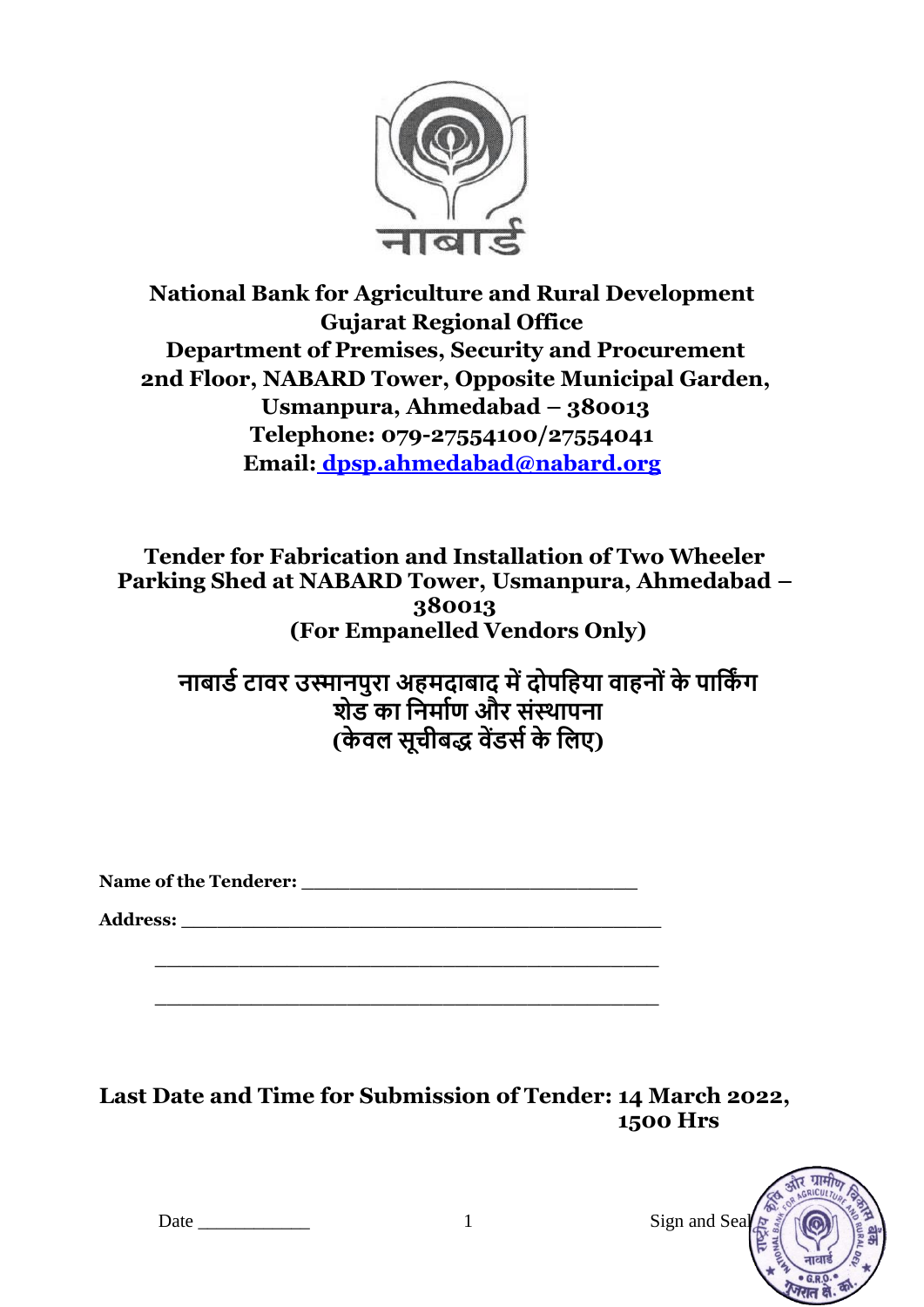**National Bank for Agriculture and Rural Development**
**Gujarat Regional Office**
**Department of Premises, Security and Procurement**
**2nd Floor, NABARD Tower, Opposite Municipal Garden,**
**Usmanpura, Ahmedabad – 380013**
**Telephone: 079-27554100/27554041**
**Email: dpsp.ahmedabad@nabard.org**

# Tender for Fabrication and Installation of Two Wheeler Parking Shed at NABARD Tower, Usmanpura, Ahmedabad – 380013 (For Empanelled Vendors Only)

# नाबार्ड टावर उस्मानपुरा अहमदाबाद में दोपहिया वाहनों के पार्किंग शेड का निर्माण और संस्थापना (केवल सूचीबद्ध वेंडर्स के लिए)

**Name of the Tenderer:** ______________________________

**Address:** ____________________________________________

____________________________________________

____________________________________________

**Last Date and Time for Submission of Tender: 14 March 2022, 1500 Hrs**

Date ___________ Sign and Seal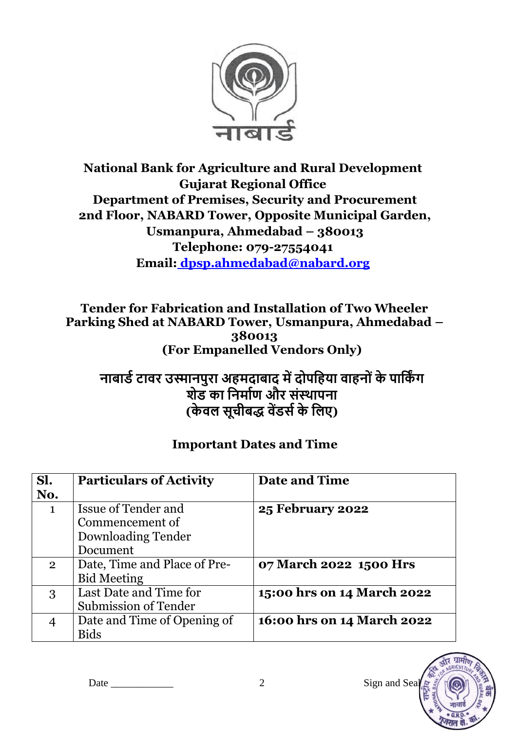**National Bank for Agriculture and Rural Development**
**Gujarat Regional Office**
**Department of Premises, Security and Procurement**
**2nd Floor, NABARD Tower, Opposite Municipal Garden,**
**Usmanpura, Ahmedabad – 380013**
**Telephone: 079-27554041**
**Email: dpsp.ahmedabad@nabard.org**

## Tender for Fabrication and Installation of Two Wheeler Parking Shed at NABARD Tower, Usmanpura, Ahmedabad – 380013 (For Empanelled Vendors Only)

## नाबार्ड टावर उस्मानपुरा अहमदाबाद में दोपहिया वाहनों के पार्किंग शेड का निर्माण और संस्थापना (केवल सूचीबद्ध वेंडर्स के लिए)

### Important Dates and Time

| Sl. No. | Particulars of Activity | Date and Time |
|---|---|---|
| 1 | Issue of Tender and Commencement of Downloading Tender Document | **25 February 2022** |
| 2 | Date, Time and Place of Pre-Bid Meeting | **07 March 2022 1500 Hrs** |
| 3 | Last Date and Time for Submission of Tender | **15:00 hrs on 14 March 2022** |
| 4 | Date and Time of Opening of Bids | **16:00 hrs on 14 March 2022** |

Date ____________ Sign and Seal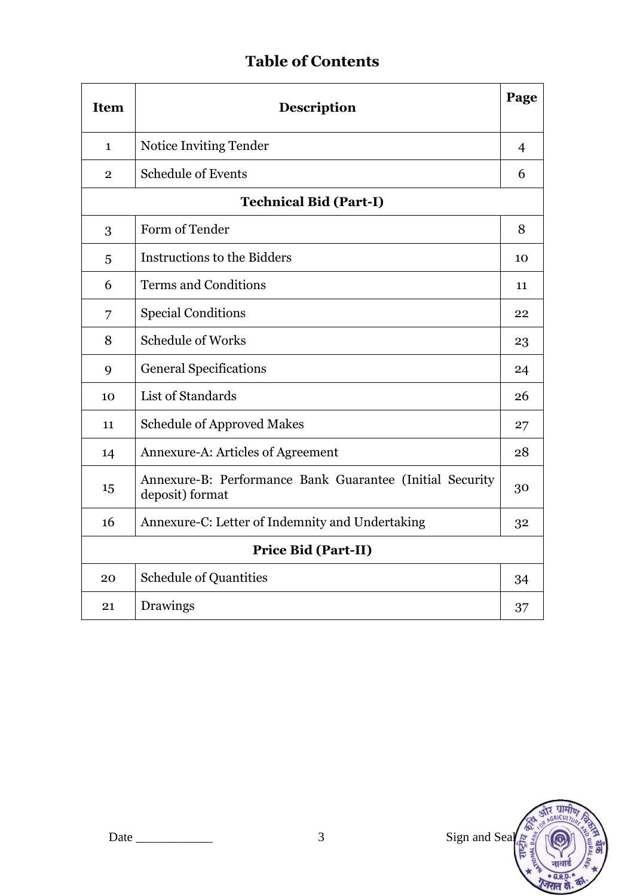# Table of Contents

| Item | Description | Page |
|---|---|---|
| 1 | Notice Inviting Tender | 4 |
| 2 | Schedule of Events | 6 |
| **Technical Bid (Part-I)** | | |
| 3 | Form of Tender | 8 |
| 5 | Instructions to the Bidders | 10 |
| 6 | Terms and Conditions | 11 |
| 7 | Special Conditions | 22 |
| 8 | Schedule of Works | 23 |
| 9 | General Specifications | 24 |
| 10 | List of Standards | 26 |
| 11 | Schedule of Approved Makes | 27 |
| 14 | Annexure-A: Articles of Agreement | 28 |
| 15 | Annexure-B: Performance Bank Guarantee (Initial Security deposit) format | 30 |
| 16 | Annexure-C: Letter of Indemnity and Undertaking | 32 |
| **Price Bid (Part-II)** | | |
| 20 | Schedule of Quantities | 34 |
| 21 | Drawings | 37 |

Date ____________ Sign and Seal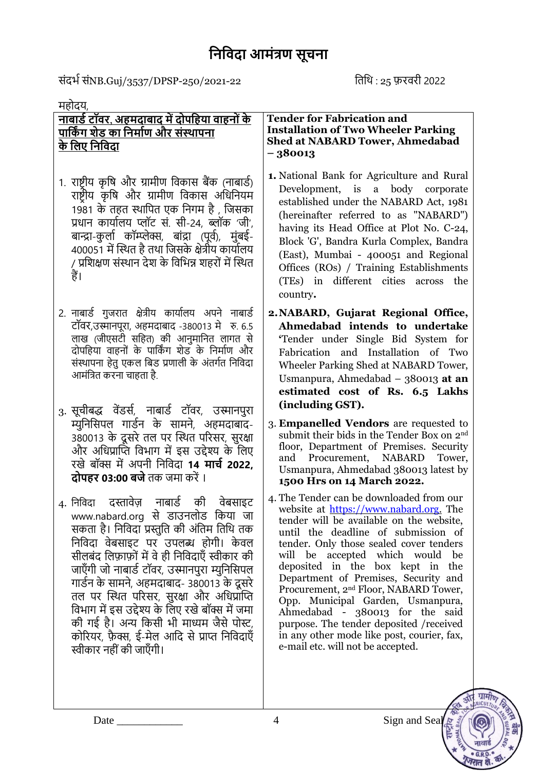# निविदा आमंत्रण सूचना

संदर्भ सं NB.Guj/3537/DPSP-250/2021-22 तिथि : 25 फ़रवरी 2022

महोदय,

| **नाबार्ड टॉवर, अहमदाबाद में दोपहिया वाहनों के पार्किंग शेड का निर्माण और संस्थापना के लिए निविदा** | **Tender for Fabrication and Installation of Two Wheeler Parking Shed at NABARD Tower, Ahmedabad – 380013** |
|---|---|
| 1. राष्ट्रीय कृषि और ग्रामीण विकास बैंक (नाबार्ड) राष्ट्रीय कृषि और ग्रामीण विकास अधिनियम 1981 के तहत स्थापित एक निगम है , जिसका प्रधान कार्यालय प्लॉट सं. सी-24, ब्लॉक 'जी', बान्द्रा-कुर्ला कॉम्प्लेक्स, बांद्रा (पूर्व), मुंबई-400051 में स्थित है तथा जिसके क्षेत्रीय कार्यालय / प्रशिक्षण संस्थान देश के विभिन्न शहरों में स्थित हैं। | **1.** National Bank for Agriculture and Rural Development, is a body corporate established under the NABARD Act, 1981 (hereinafter referred to as "NABARD") having its Head Office at Plot No. C-24, Block 'G', Bandra Kurla Complex, Bandra (East), Mumbai - 400051 and Regional Offices (ROs) / Training Establishments (TEs) in different cities across the country**.** |
| 2. नाबार्ड गुजरात क्षेत्रीय कार्यालय अपने नाबार्ड टॉवर,उस्मानपूरा, अहमदाबाद -380013 मे रु. 6.5 लाख (जीएसटी सहित) की आनुमानित लागत से दोपहिया वाहनों के पार्किंग शेड के निर्माण और संस्थापना हेतु एकल बिड प्रणाली के अंतर्गत निविदा आमंत्रित करना चाहता है. | **2. NABARD, Gujarat Regional Office, Ahmedabad intends to undertake** 'Tender under Single Bid System for Fabrication and Installation of Two Wheeler Parking Shed at NABARD Tower, Usmanpura, Ahmedabad – 380013 **at an estimated cost of Rs. 6.5 Lakhs (including GST).** |
| 3. सूचीबद्ध वेंडर्स, नाबार्ड टॉवर, उस्मानपुरा म्युनिसिपल गार्डन के सामने, अहमदाबाद-380013 के दूसरे तल पर स्थित परिसर, सुरक्षा और अधिप्राप्ति विभाग में इस उद्देश्य के लिए रखे बॉक्स में अपनी निविदा **14 मार्च 2022, दोपहर 03:00 बजे** तक जमा करें । | 3. **Empanelled Vendors** are requested to submit their bids in the Tender Box on 2nd floor, Department of Premises. Security and Procurement, NABARD Tower, Usmanpura, Ahmedabad 380013 latest by **1500 Hrs on 14 March 2022.** |
| 4. निविदा दस्तावेज़ नाबार्ड की वेबसाइट www.nabard.org से डाउनलोड किया जा सकता है। निविदा प्रस्तुति की अंतिम तिथि तक निविदा वेबसाइट पर उपलब्ध होगी। केवल सीलबंद लिफ़ाफ़ों में वे ही निविदाएँ स्वीकार की जाएँगी जो नाबार्ड टॉवर, उस्मानपुरा म्युनिसिपल गार्डन के सामने, अहमदाबाद- 380013 के दूसरे तल पर स्थित परिसर, सुरक्षा और अधिप्राप्ति विभाग में इस उद्देश्य के लिए रखे बॉक्स में जमा की गई है। अन्य किसी भी माध्यम जैसे पोस्ट, कोरियर, फ़ैक्स, ई-मेल आदि से प्राप्त निविदाएँ स्वीकार नहीं की जाएँगी। | 4. The Tender can be downloaded from our website at https://www.nabard.org. The tender will be available on the website, until the deadline of submission of tender. Only those sealed cover tenders will be accepted which would be deposited in the box kept in the Department of Premises, Security and Procurement, 2nd Floor, NABARD Tower, Opp. Municipal Garden, Usmanpura, Ahmedabad - 380013 for the said purpose. The tender deposited /received in any other mode like post, courier, fax, e-mail etc. will not be accepted. |

Date ____________ Sign and Seal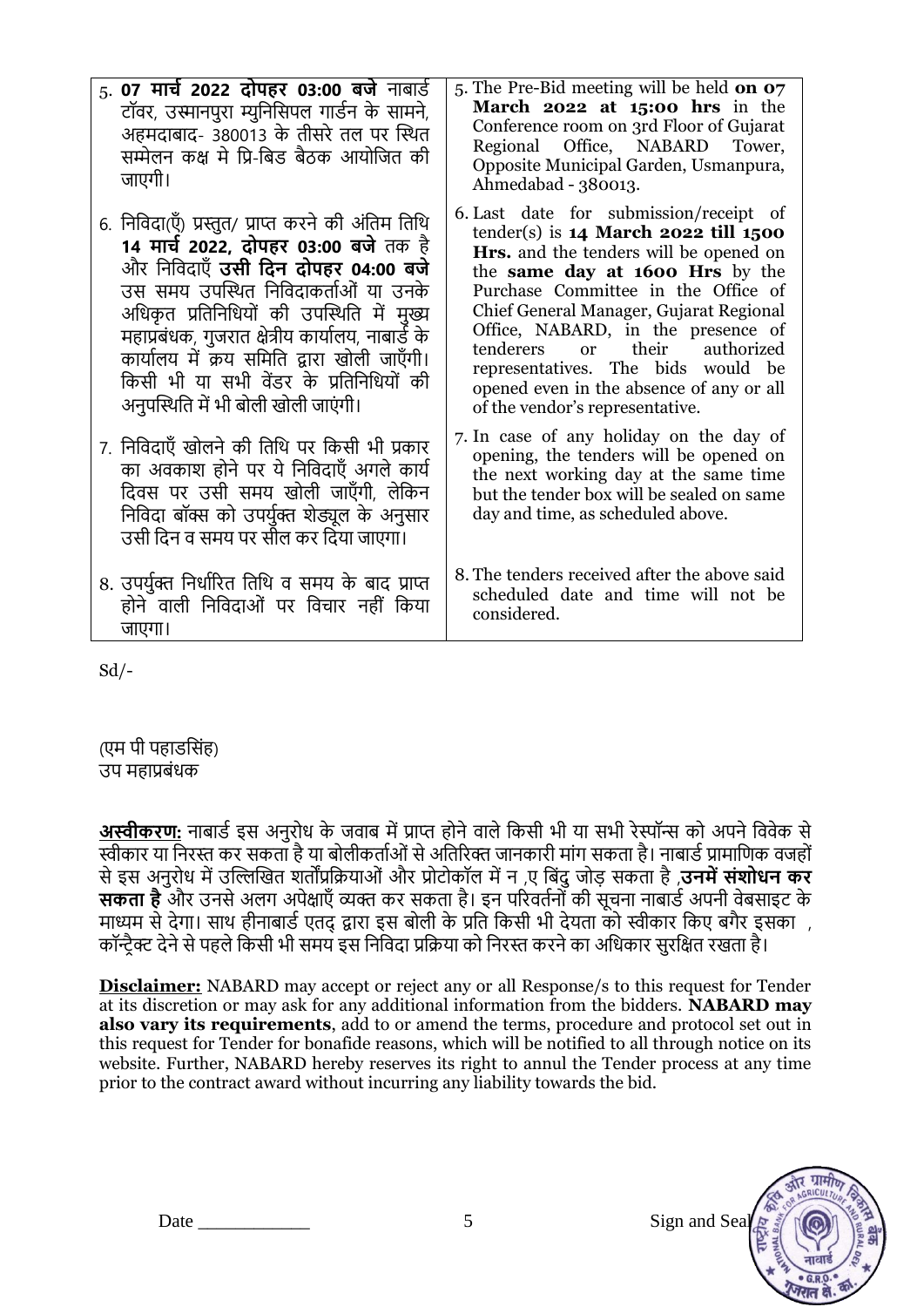| | |
|---|---|
| 5. **07 मार्च 2022 दोपहर 03:00 बजे** नाबार्ड टॉवर, उस्मानपुरा म्युनिसिपल गार्डन के सामने, अहमदाबाद- 380013 के तीसरे तल पर स्थित सम्मेलन कक्ष मे प्रि-बिड बैठक आयोजित की जाएगी। | 5. The Pre-Bid meeting will be held **on 07 March 2022 at 15:00 hrs** in the Conference room on 3rd Floor of Gujarat Regional Office, NABARD Tower, Opposite Municipal Garden, Usmanpura, Ahmedabad - 380013. |
| 6. निविदा(एँ) प्रस्तुत/ प्राप्त करने की अंतिम तिथि **14 मार्च 2022, दोपहर 03:00 बजे** तक है और निविदाएँ **उसी दिन दोपहर 04:00 बजे** उस समय उपस्थित निविदाकर्ताओं या उनके अधिकृत प्रतिनिधियों की उपस्थिति में मुख्य महाप्रबंधक, गुजरात क्षेत्रीय कार्यालय, नाबार्ड के कार्यालय में क्रय समिति द्वारा खोली जाएँगी। किसी भी या सभी वेंडर के प्रतिनिधियों की अनुपस्थिति में भी बोली खोली जाएंगी। | 6. Last date for submission/receipt of tender(s) is **14 March 2022 till 1500 Hrs.** and the tenders will be opened on the **same day at 1600 Hrs** by the Purchase Committee in the Office of Chief General Manager, Gujarat Regional Office, NABARD, in the presence of tenderers or their authorized representatives. The bids would be opened even in the absence of any or all of the vendor's representative. |
| 7. निविदाएँ खोलने की तिथि पर किसी भी प्रकार का अवकाश होने पर ये निविदाएँ अगले कार्य दिवस पर उसी समय खोली जाएँगी, लेकिन निविदा बॉक्स को उपर्युक्त शेड्यूल के अनुसार उसी दिन व समय पर सील कर दिया जाएगा। | 7. In case of any holiday on the day of opening, the tenders will be opened on the next working day at the same time but the tender box will be sealed on same day and time, as scheduled above. |
| 8. उपर्युक्त निर्धारित तिथि व समय के बाद प्राप्त होने वाली निविदाओं पर विचार नहीं किया जाएगा। | 8. The tenders received after the above said scheduled date and time will not be considered. |

Sd/-

(एम पी पहाडसिंह)
उप महाप्रबंधक

**<u>अस्वीकरण:</u>** नाबार्ड इस अनुरोध के जवाब में प्राप्त होने वाले किसी भी या सभी रेस्पॉन्स को अपने विवेक से स्वीकार या निरस्त कर सकता है या बोलीकर्ताओं से अतिरिक्त जानकारी मांग सकता है। नाबार्ड प्रामाणिक वजहों से इस अनुरोध में उल्लिखित शर्तोंप्रक्रियाओं और प्रोटोकॉल में न ,ए बिंदु जोड़ सकता है ,**उनमें संशोधन कर सकता है** और उनसे अलग अपेक्षाएँ व्यक्त कर सकता है। इन परिवर्तनों की सूचना नाबार्ड अपनी वेबसाइट के माध्यम से देगा। साथ हीनाबार्ड एतद् द्वारा इस बोली के प्रति किसी भी देयता को स्वीकार किए बगैर इसका , कॉन्ट्रैक्ट देने से पहले किसी भी समय इस निविदा प्रक्रिया को निरस्त करने का अधिकार सुरक्षित रखता है।

**<u>Disclaimer:</u>** NABARD may accept or reject any or all Response/s to this request for Tender at its discretion or may ask for any additional information from the bidders. **NABARD may also vary its requirements**, add to or amend the terms, procedure and protocol set out in this request for Tender for bonafide reasons, which will be notified to all through notice on its website. Further, NABARD hereby reserves its right to annul the Tender process at any time prior to the contract award without incurring any liability towards the bid.

Date ____________ Sign and Seal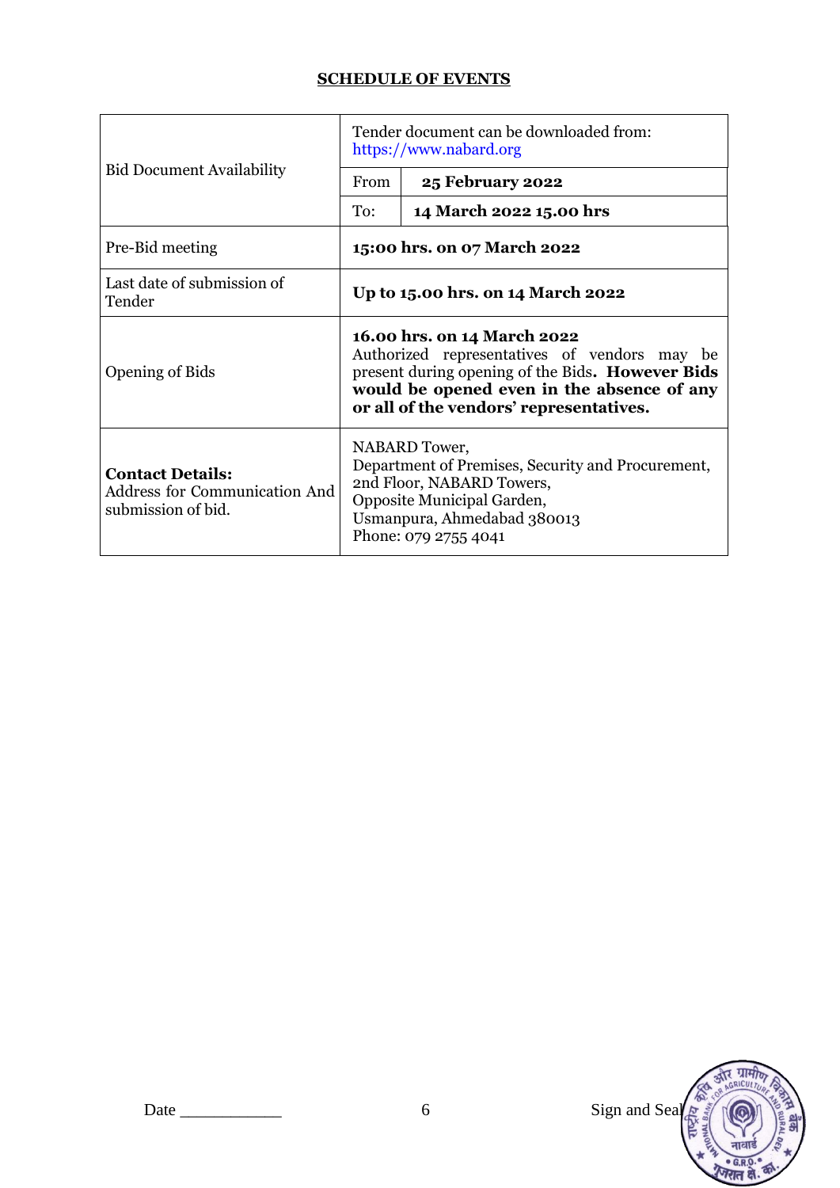**SCHEDULE OF EVENTS**

| | | |
|---|---|---|
| Bid Document Availability | Tender document can be downloaded from: https://www.nabard.org | |
| | From | **25 February 2022** |
| | To: | **14 March 2022 15.00 hrs** |
| Pre-Bid meeting | **15:00 hrs. on 07 March 2022** | |
| Last date of submission of Tender | **Up to 15.00 hrs. on 14 March 2022** | |
| Opening of Bids | **16.00 hrs. on 14 March 2022**<br>Authorized representatives of vendors may be present during opening of the Bids. **However Bids would be opened even in the absence of any or all of the vendors' representatives.** | |
| **Contact Details:**<br>Address for Communication And submission of bid. | NABARD Tower,<br>Department of Premises, Security and Procurement,<br>2nd Floor, NABARD Towers,<br>Opposite Municipal Garden,<br>Usmanpura, Ahmedabad 380013<br>Phone: 079 2755 4041 | |

Date ____________ Sign and Seal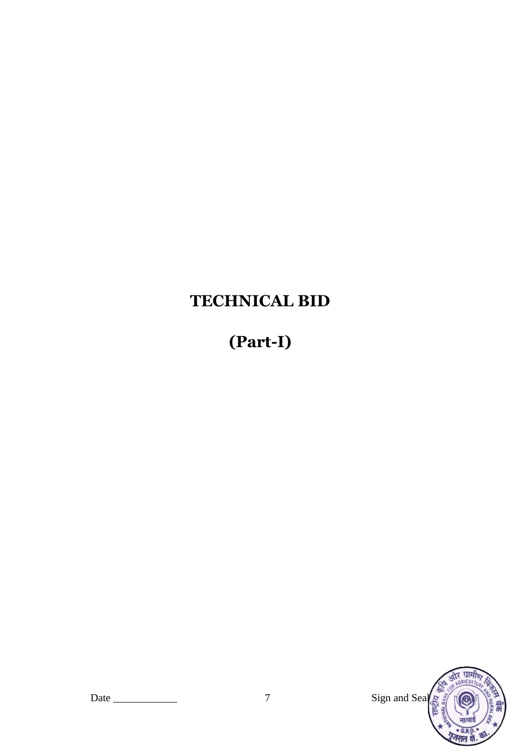# TECHNICAL BID

# (Part-I)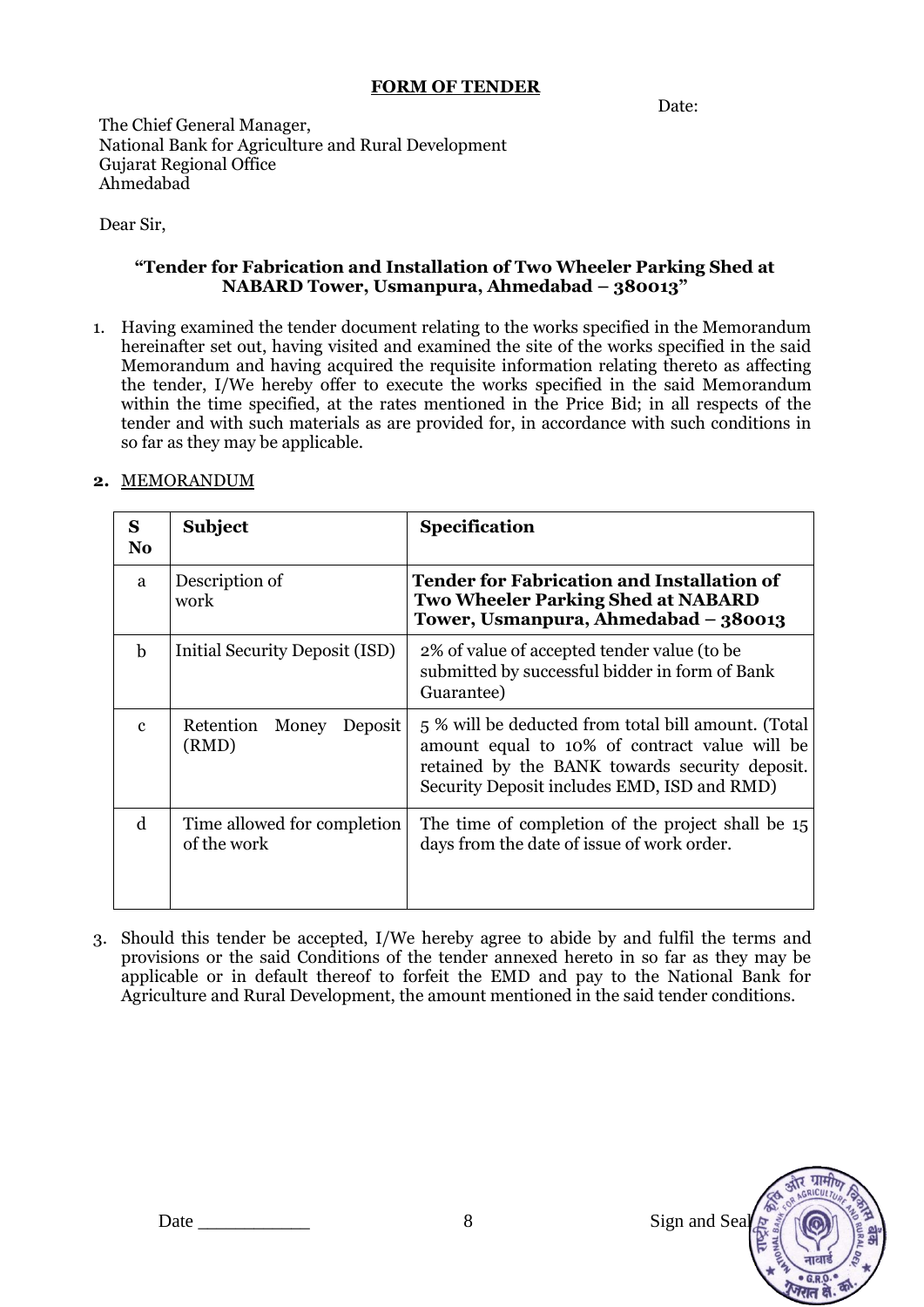**FORM OF TENDER**

Date:

The Chief General Manager,
National Bank for Agriculture and Rural Development
Gujarat Regional Office
Ahmedabad

Dear Sir,

**"Tender for Fabrication and Installation of Two Wheeler Parking Shed at NABARD Tower, Usmanpura, Ahmedabad – 380013"**

1. Having examined the tender document relating to the works specified in the Memorandum hereinafter set out, having visited and examined the site of the works specified in the said Memorandum and having acquired the requisite information relating thereto as affecting the tender, I/We hereby offer to execute the works specified in the said Memorandum within the time specified, at the rates mentioned in the Price Bid; in all respects of the tender and with such materials as are provided for, in accordance with such conditions in so far as they may be applicable.

2. MEMORANDUM

| S No | Subject | Specification |
|---|---|---|
| a | Description of work | **Tender for Fabrication and Installation of Two Wheeler Parking Shed at NABARD Tower, Usmanpura, Ahmedabad – 380013** |
| b | Initial Security Deposit (ISD) | 2% of value of accepted tender value (to be submitted by successful bidder in form of Bank Guarantee) |
| c | Retention Money Deposit (RMD) | 5 % will be deducted from total bill amount. (Total amount equal to 10% of contract value will be retained by the BANK towards security deposit. Security Deposit includes EMD, ISD and RMD) |
| d | Time allowed for completion of the work | The time of completion of the project shall be 15 days from the date of issue of work order. |

3. Should this tender be accepted, I/We hereby agree to abide by and fulfil the terms and provisions or the said Conditions of the tender annexed hereto in so far as they may be applicable or in default thereof to forfeit the EMD and pay to the National Bank for Agriculture and Rural Development, the amount mentioned in the said tender conditions.

Date ___________ Sign and Seal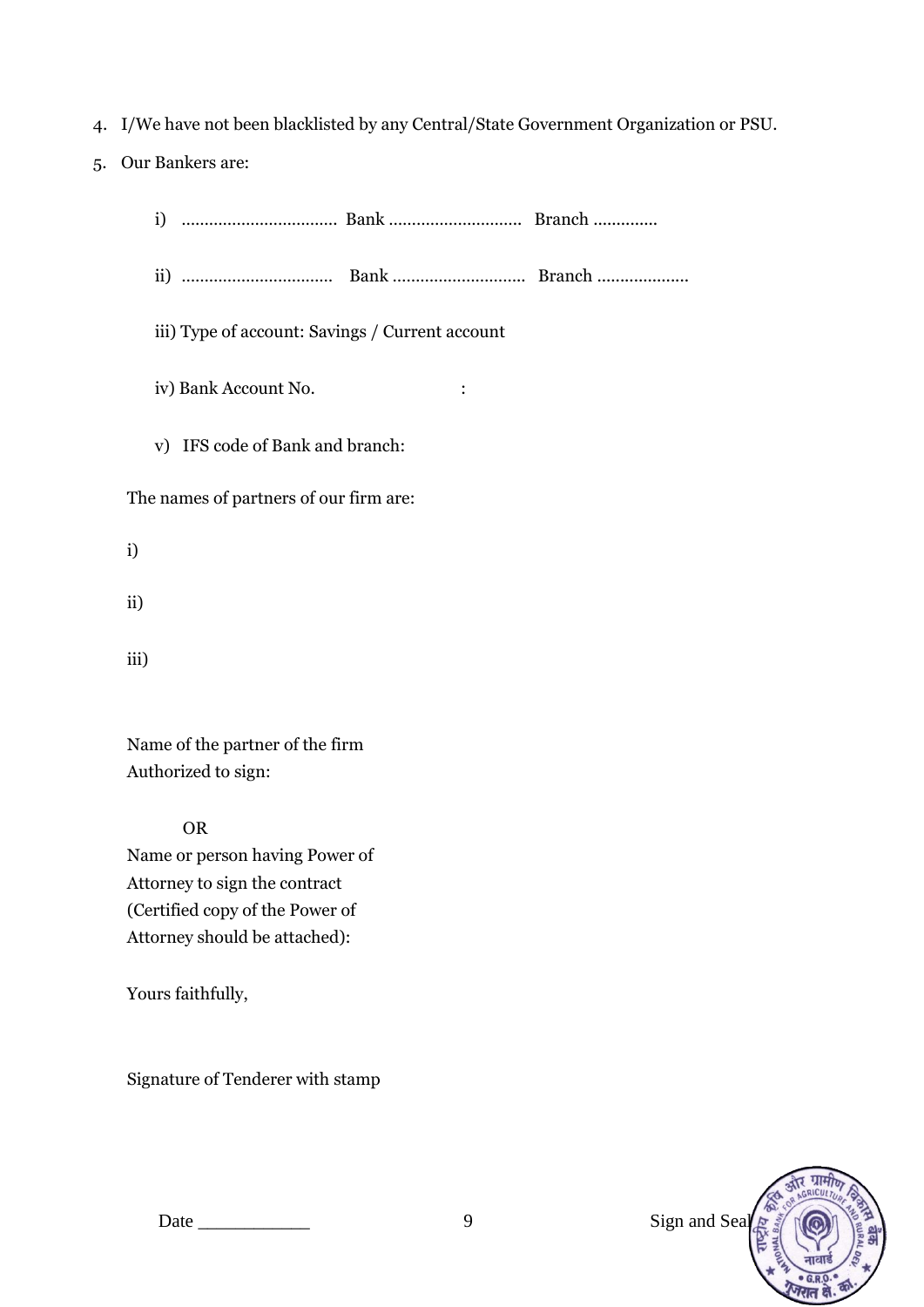4. I/We have not been blacklisted by any Central/State Government Organization or PSU.
5. Our Bankers are:

   i) ................................. Bank ............................ Branch .............

   ii) ................................ Bank ............................ Branch ....................

   iii) Type of account: Savings / Current account

   iv) Bank Account No. :

   v) IFS code of Bank and branch:

The names of partners of our firm are:

i)

ii)

iii)

Name of the partner of the firm
Authorized to sign:

OR

Name or person having Power of
Attorney to sign the contract
(Certified copy of the Power of
Attorney should be attached):

Yours faithfully,

Signature of Tenderer with stamp

Date ___________ Sign and Seal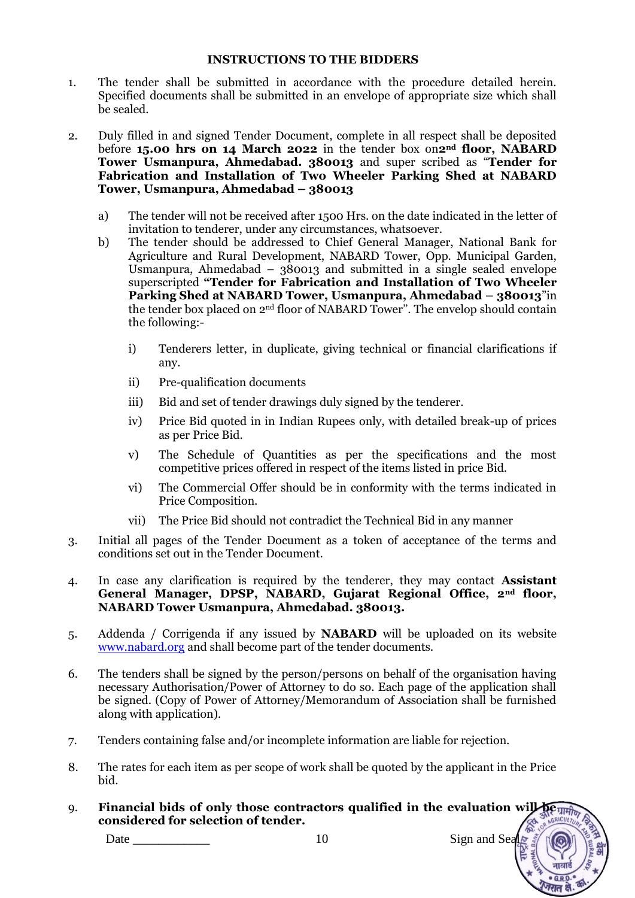## INSTRUCTIONS TO THE BIDDERS

1. The tender shall be submitted in accordance with the procedure detailed herein. Specified documents shall be submitted in an envelope of appropriate size which shall be sealed.

2. Duly filled in and signed Tender Document, complete in all respect shall be deposited before **15.00 hrs on 14 March 2022** in the tender box on**2nd floor, NABARD Tower Usmanpura, Ahmedabad. 380013** and super scribed as "**Tender for Fabrication and Installation of Two Wheeler Parking Shed at NABARD Tower, Usmanpura, Ahmedabad – 380013**

   a) The tender will not be received after 1500 Hrs. on the date indicated in the letter of invitation to tenderer, under any circumstances, whatsoever.

   b) The tender should be addressed to Chief General Manager, National Bank for Agriculture and Rural Development, NABARD Tower, Opp. Municipal Garden, Usmanpura, Ahmedabad – 380013 and submitted in a single sealed envelope superscripted **"Tender for Fabrication and Installation of Two Wheeler Parking Shed at NABARD Tower, Usmanpura, Ahmedabad – 380013**"in the tender box placed on 2nd floor of NABARD Tower". The envelop should contain the following:-

      i) Tenderers letter, in duplicate, giving technical or financial clarifications if any.

      ii) Pre-qualification documents

      iii) Bid and set of tender drawings duly signed by the tenderer.

      iv) Price Bid quoted in in Indian Rupees only, with detailed break-up of prices as per Price Bid.

      v) The Schedule of Quantities as per the specifications and the most competitive prices offered in respect of the items listed in price Bid.

      vi) The Commercial Offer should be in conformity with the terms indicated in Price Composition.

      vii) The Price Bid should not contradict the Technical Bid in any manner

3. Initial all pages of the Tender Document as a token of acceptance of the terms and conditions set out in the Tender Document.

4. In case any clarification is required by the tenderer, they may contact **Assistant General Manager, DPSP, NABARD, Gujarat Regional Office, 2nd floor, NABARD Tower Usmanpura, Ahmedabad. 380013.**

5. Addenda / Corrigenda if any issued by **NABARD** will be uploaded on its website www.nabard.org and shall become part of the tender documents.

6. The tenders shall be signed by the person/persons on behalf of the organisation having necessary Authorisation/Power of Attorney to do so. Each page of the application shall be signed. (Copy of Power of Attorney/Memorandum of Association shall be furnished along with application).

7. Tenders containing false and/or incomplete information are liable for rejection.

8. The rates for each item as per scope of work shall be quoted by the applicant in the Price bid.

9. **Financial bids of only those contractors qualified in the evaluation will be considered for selection of tender.**

Date ___________ Sign and Seal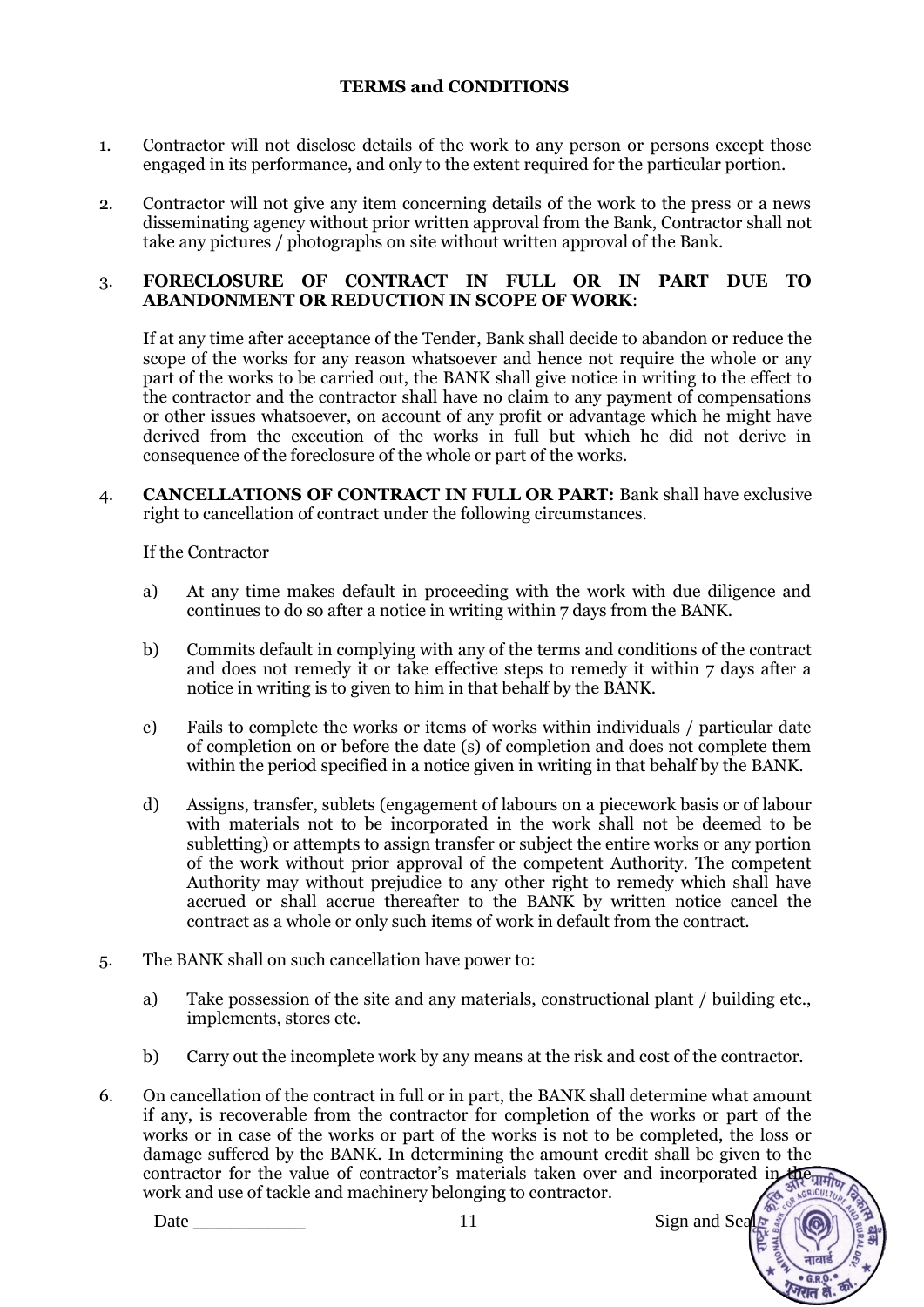# TERMS and CONDITIONS

1. Contractor will not disclose details of the work to any person or persons except those engaged in its performance, and only to the extent required for the particular portion.

2. Contractor will not give any item concerning details of the work to the press or a news disseminating agency without prior written approval from the Bank, Contractor shall not take any pictures / photographs on site without written approval of the Bank.

3. **FORECLOSURE OF CONTRACT IN FULL OR IN PART DUE TO ABANDONMENT OR REDUCTION IN SCOPE OF WORK**:

   If at any time after acceptance of the Tender, Bank shall decide to abandon or reduce the scope of the works for any reason whatsoever and hence not require the whole or any part of the works to be carried out, the BANK shall give notice in writing to the effect to the contractor and the contractor shall have no claim to any payment of compensations or other issues whatsoever, on account of any profit or advantage which he might have derived from the execution of the works in full but which he did not derive in consequence of the foreclosure of the whole or part of the works.

4. **CANCELLATIONS OF CONTRACT IN FULL OR PART:** Bank shall have exclusive right to cancellation of contract under the following circumstances.

   If the Contractor

   a) At any time makes default in proceeding with the work with due diligence and continues to do so after a notice in writing within 7 days from the BANK.

   b) Commits default in complying with any of the terms and conditions of the contract and does not remedy it or take effective steps to remedy it within 7 days after a notice in writing is to given to him in that behalf by the BANK.

   c) Fails to complete the works or items of works within individuals / particular date of completion on or before the date (s) of completion and does not complete them within the period specified in a notice given in writing in that behalf by the BANK.

   d) Assigns, transfer, sublets (engagement of labours on a piecework basis or of labour with materials not to be incorporated in the work shall not be deemed to be subletting) or attempts to assign transfer or subject the entire works or any portion of the work without prior approval of the competent Authority. The competent Authority may without prejudice to any other right to remedy which shall have accrued or shall accrue thereafter to the BANK by written notice cancel the contract as a whole or only such items of work in default from the contract.

5. The BANK shall on such cancellation have power to:

   a) Take possession of the site and any materials, constructional plant / building etc., implements, stores etc.

   b) Carry out the incomplete work by any means at the risk and cost of the contractor.

6. On cancellation of the contract in full or in part, the BANK shall determine what amount if any, is recoverable from the contractor for completion of the works or part of the works or in case of the works or part of the works is not to be completed, the loss or damage suffered by the BANK. In determining the amount credit shall be given to the contractor for the value of contractor's materials taken over and incorporated in the work and use of tackle and machinery belonging to contractor.

Date ___________ Sign and Seal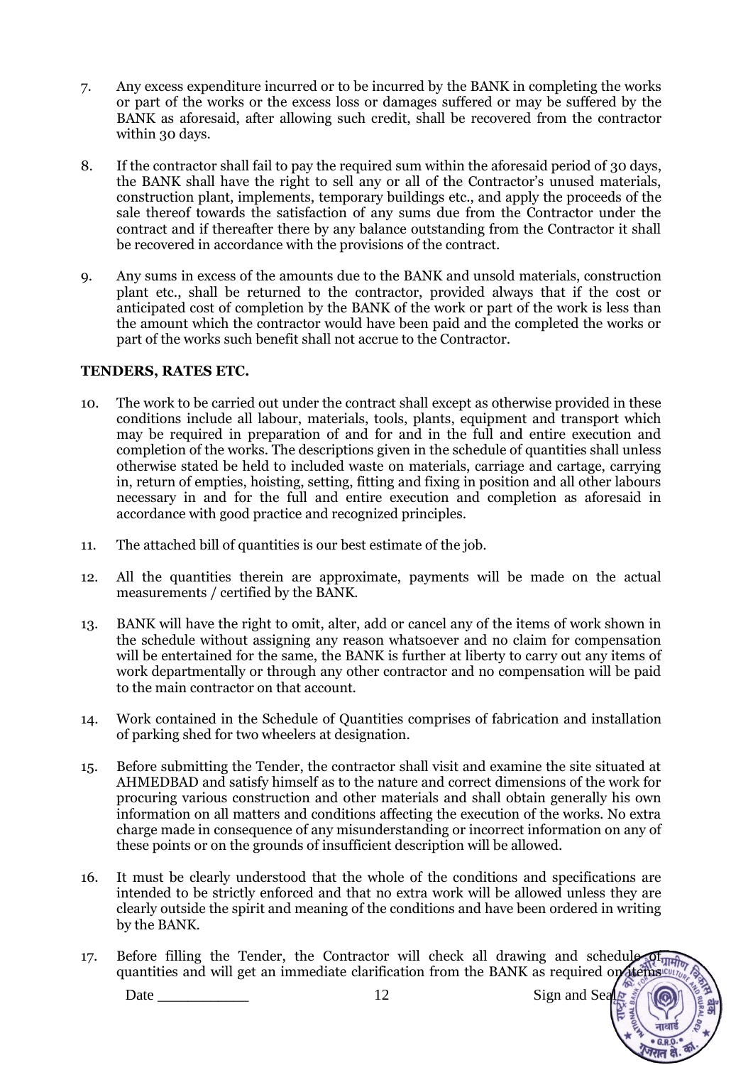7. Any excess expenditure incurred or to be incurred by the BANK in completing the works or part of the works or the excess loss or damages suffered or may be suffered by the BANK as aforesaid, after allowing such credit, shall be recovered from the contractor within 30 days.

8. If the contractor shall fail to pay the required sum within the aforesaid period of 30 days, the BANK shall have the right to sell any or all of the Contractor's unused materials, construction plant, implements, temporary buildings etc., and apply the proceeds of the sale thereof towards the satisfaction of any sums due from the Contractor under the contract and if thereafter there by any balance outstanding from the Contractor it shall be recovered in accordance with the provisions of the contract.

9. Any sums in excess of the amounts due to the BANK and unsold materials, construction plant etc., shall be returned to the contractor, provided always that if the cost or anticipated cost of completion by the BANK of the work or part of the work is less than the amount which the contractor would have been paid and the completed the works or part of the works such benefit shall not accrue to the Contractor.

**TENDERS, RATES ETC.**

10. The work to be carried out under the contract shall except as otherwise provided in these conditions include all labour, materials, tools, plants, equipment and transport which may be required in preparation of and for and in the full and entire execution and completion of the works. The descriptions given in the schedule of quantities shall unless otherwise stated be held to included waste on materials, carriage and cartage, carrying in, return of empties, hoisting, setting, fitting and fixing in position and all other labours necessary in and for the full and entire execution and completion as aforesaid in accordance with good practice and recognized principles.

11. The attached bill of quantities is our best estimate of the job.

12. All the quantities therein are approximate, payments will be made on the actual measurements / certified by the BANK.

13. BANK will have the right to omit, alter, add or cancel any of the items of work shown in the schedule without assigning any reason whatsoever and no claim for compensation will be entertained for the same, the BANK is further at liberty to carry out any items of work departmentally or through any other contractor and no compensation will be paid to the main contractor on that account.

14. Work contained in the Schedule of Quantities comprises of fabrication and installation of parking shed for two wheelers at designation.

15. Before submitting the Tender, the contractor shall visit and examine the site situated at AHMEDBAD and satisfy himself as to the nature and correct dimensions of the work for procuring various construction and other materials and shall obtain generally his own information on all matters and conditions affecting the execution of the works. No extra charge made in consequence of any misunderstanding or incorrect information on any of these points or on the grounds of insufficient description will be allowed.

16. It must be clearly understood that the whole of the conditions and specifications are intended to be strictly enforced and that no extra work will be allowed unless they are clearly outside the spirit and meaning of the conditions and have been ordered in writing by the BANK.

17. Before filling the Tender, the Contractor will check all drawing and schedule of quantities and will get an immediate clarification from the BANK as required on items

Date ___________ Sign and Seal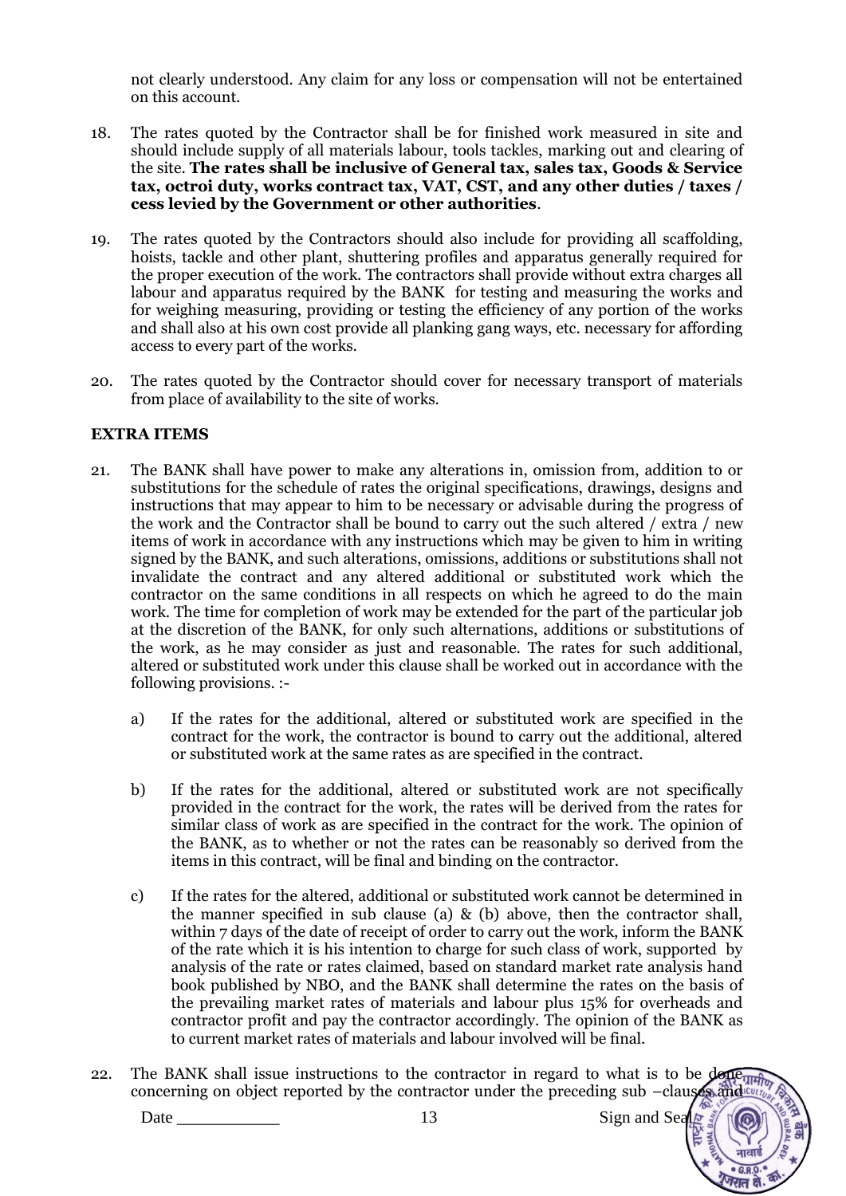not clearly understood. Any claim for any loss or compensation will not be entertained on this account.

18. The rates quoted by the Contractor shall be for finished work measured in site and should include supply of all materials labour, tools tackles, marking out and clearing of the site. **The rates shall be inclusive of General tax, sales tax, Goods & Service tax, octroi duty, works contract tax, VAT, CST, and any other duties / taxes / cess levied by the Government or other authorities**.

19. The rates quoted by the Contractors should also include for providing all scaffolding, hoists, tackle and other plant, shuttering profiles and apparatus generally required for the proper execution of the work. The contractors shall provide without extra charges all labour and apparatus required by the BANK for testing and measuring the works and for weighing measuring, providing or testing the efficiency of any portion of the works and shall also at his own cost provide all planking gang ways, etc. necessary for affording access to every part of the works.

20. The rates quoted by the Contractor should cover for necessary transport of materials from place of availability to the site of works.

**EXTRA ITEMS**

21. The BANK shall have power to make any alterations in, omission from, addition to or substitutions for the schedule of rates the original specifications, drawings, designs and instructions that may appear to him to be necessary or advisable during the progress of the work and the Contractor shall be bound to carry out the such altered / extra / new items of work in accordance with any instructions which may be given to him in writing signed by the BANK, and such alterations, omissions, additions or substitutions shall not invalidate the contract and any altered additional or substituted work which the contractor on the same conditions in all respects on which he agreed to do the main work. The time for completion of work may be extended for the part of the particular job at the discretion of the BANK, for only such alternations, additions or substitutions of the work, as he may consider as just and reasonable. The rates for such additional, altered or substituted work under this clause shall be worked out in accordance with the following provisions. :-

    a) If the rates for the additional, altered or substituted work are specified in the contract for the work, the contractor is bound to carry out the additional, altered or substituted work at the same rates as are specified in the contract.

    b) If the rates for the additional, altered or substituted work are not specifically provided in the contract for the work, the rates will be derived from the rates for similar class of work as are specified in the contract for the work. The opinion of the BANK, as to whether or not the rates can be reasonably so derived from the items in this contract, will be final and binding on the contractor.

    c) If the rates for the altered, additional or substituted work cannot be determined in the manner specified in sub clause (a) & (b) above, then the contractor shall, within 7 days of the date of receipt of order to carry out the work, inform the BANK of the rate which it is his intention to charge for such class of work, supported by analysis of the rate or rates claimed, based on standard market rate analysis hand book published by NBO, and the BANK shall determine the rates on the basis of the prevailing market rates of materials and labour plus 15% for overheads and contractor profit and pay the contractor accordingly. The opinion of the BANK as to current market rates of materials and labour involved will be final.

22. The BANK shall issue instructions to the contractor in regard to what is to be done concerning on object reported by the contractor under the preceding sub –clauses and

Date ___________ Sign and Seal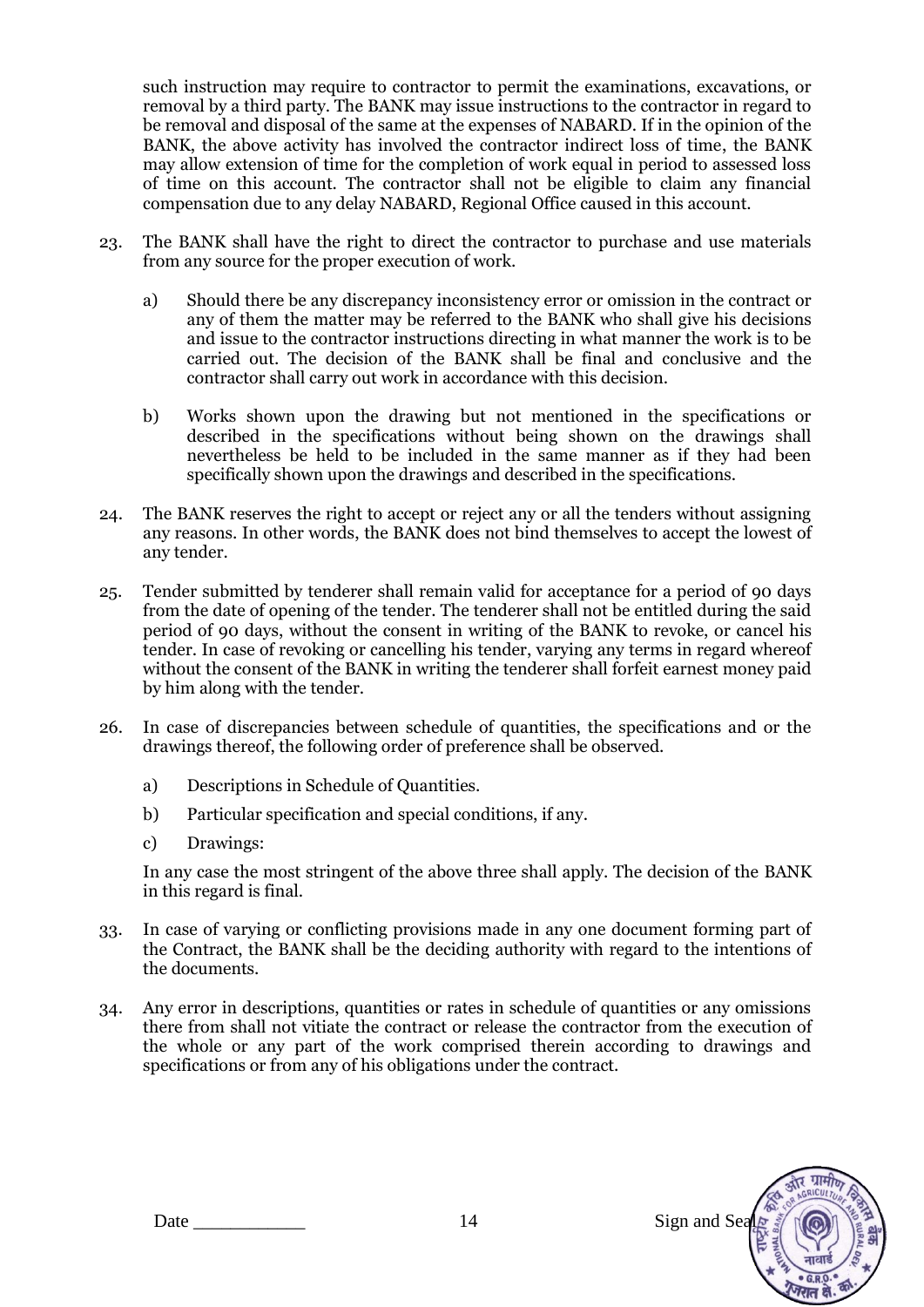such instruction may require to contractor to permit the examinations, excavations, or removal by a third party. The BANK may issue instructions to the contractor in regard to be removal and disposal of the same at the expenses of NABARD. If in the opinion of the BANK, the above activity has involved the contractor indirect loss of time, the BANK may allow extension of time for the completion of work equal in period to assessed loss of time on this account. The contractor shall not be eligible to claim any financial compensation due to any delay NABARD, Regional Office caused in this account.

23. The BANK shall have the right to direct the contractor to purchase and use materials from any source for the proper execution of work.

    a) Should there be any discrepancy inconsistency error or omission in the contract or any of them the matter may be referred to the BANK who shall give his decisions and issue to the contractor instructions directing in what manner the work is to be carried out. The decision of the BANK shall be final and conclusive and the contractor shall carry out work in accordance with this decision.

    b) Works shown upon the drawing but not mentioned in the specifications or described in the specifications without being shown on the drawings shall nevertheless be held to be included in the same manner as if they had been specifically shown upon the drawings and described in the specifications.

24. The BANK reserves the right to accept or reject any or all the tenders without assigning any reasons. In other words, the BANK does not bind themselves to accept the lowest of any tender.

25. Tender submitted by tenderer shall remain valid for acceptance for a period of 90 days from the date of opening of the tender. The tenderer shall not be entitled during the said period of 90 days, without the consent in writing of the BANK to revoke, or cancel his tender. In case of revoking or cancelling his tender, varying any terms in regard whereof without the consent of the BANK in writing the tenderer shall forfeit earnest money paid by him along with the tender.

26. In case of discrepancies between schedule of quantities, the specifications and or the drawings thereof, the following order of preference shall be observed.

    a) Descriptions in Schedule of Quantities.

    b) Particular specification and special conditions, if any.

    c) Drawings:

    In any case the most stringent of the above three shall apply. The decision of the BANK in this regard is final.

33. In case of varying or conflicting provisions made in any one document forming part of the Contract, the BANK shall be the deciding authority with regard to the intentions of the documents.

34. Any error in descriptions, quantities or rates in schedule of quantities or any omissions there from shall not vitiate the contract or release the contractor from the execution of the whole or any part of the work comprised therein according to drawings and specifications or from any of his obligations under the contract.

Date ___________ Sign and Seal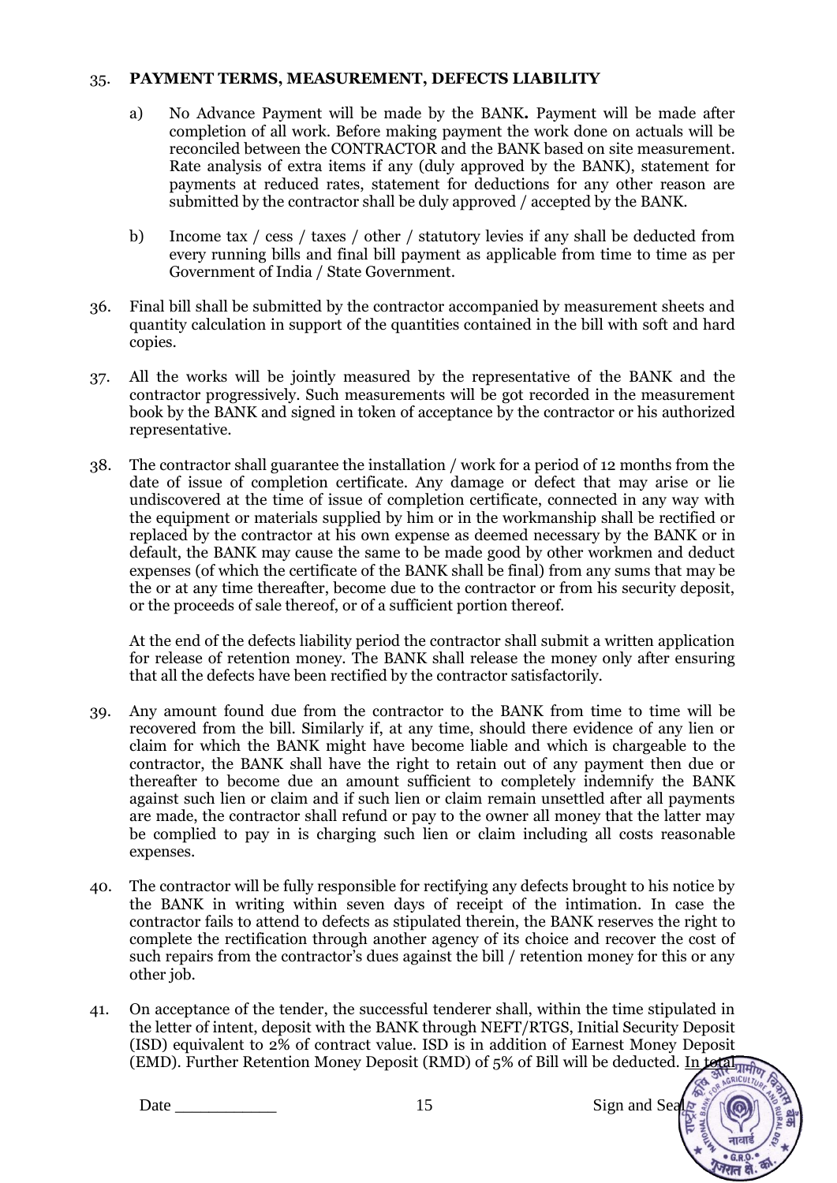35. **PAYMENT TERMS, MEASUREMENT, DEFECTS LIABILITY**

   a) No Advance Payment will be made by the BANK**.** Payment will be made after completion of all work. Before making payment the work done on actuals will be reconciled between the CONTRACTOR and the BANK based on site measurement. Rate analysis of extra items if any (duly approved by the BANK), statement for payments at reduced rates, statement for deductions for any other reason are submitted by the contractor shall be duly approved / accepted by the BANK.

   b) Income tax / cess / taxes / other / statutory levies if any shall be deducted from every running bills and final bill payment as applicable from time to time as per Government of India / State Government.

36. Final bill shall be submitted by the contractor accompanied by measurement sheets and quantity calculation in support of the quantities contained in the bill with soft and hard copies.

37. All the works will be jointly measured by the representative of the BANK and the contractor progressively. Such measurements will be got recorded in the measurement book by the BANK and signed in token of acceptance by the contractor or his authorized representative.

38. The contractor shall guarantee the installation / work for a period of 12 months from the date of issue of completion certificate. Any damage or defect that may arise or lie undiscovered at the time of issue of completion certificate, connected in any way with the equipment or materials supplied by him or in the workmanship shall be rectified or replaced by the contractor at his own expense as deemed necessary by the BANK or in default, the BANK may cause the same to be made good by other workmen and deduct expenses (of which the certificate of the BANK shall be final) from any sums that may be the or at any time thereafter, become due to the contractor or from his security deposit, or the proceeds of sale thereof, or of a sufficient portion thereof.

   At the end of the defects liability period the contractor shall submit a written application for release of retention money. The BANK shall release the money only after ensuring that all the defects have been rectified by the contractor satisfactorily.

39. Any amount found due from the contractor to the BANK from time to time will be recovered from the bill. Similarly if, at any time, should there evidence of any lien or claim for which the BANK might have become liable and which is chargeable to the contractor, the BANK shall have the right to retain out of any payment then due or thereafter to become due an amount sufficient to completely indemnify the BANK against such lien or claim and if such lien or claim remain unsettled after all payments are made, the contractor shall refund or pay to the owner all money that the latter may be complied to pay in is charging such lien or claim including all costs reasonable expenses.

40. The contractor will be fully responsible for rectifying any defects brought to his notice by the BANK in writing within seven days of receipt of the intimation. In case the contractor fails to attend to defects as stipulated therein, the BANK reserves the right to complete the rectification through another agency of its choice and recover the cost of such repairs from the contractor's dues against the bill / retention money for this or any other job.

41. On acceptance of the tender, the successful tenderer shall, within the time stipulated in the letter of intent, deposit with the BANK through NEFT/RTGS, Initial Security Deposit (ISD) equivalent to 2% of contract value. ISD is in addition of Earnest Money Deposit (EMD). Further Retention Money Deposit (RMD) of 5% of Bill will be deducted. In total

Date ___________ Sign and Seal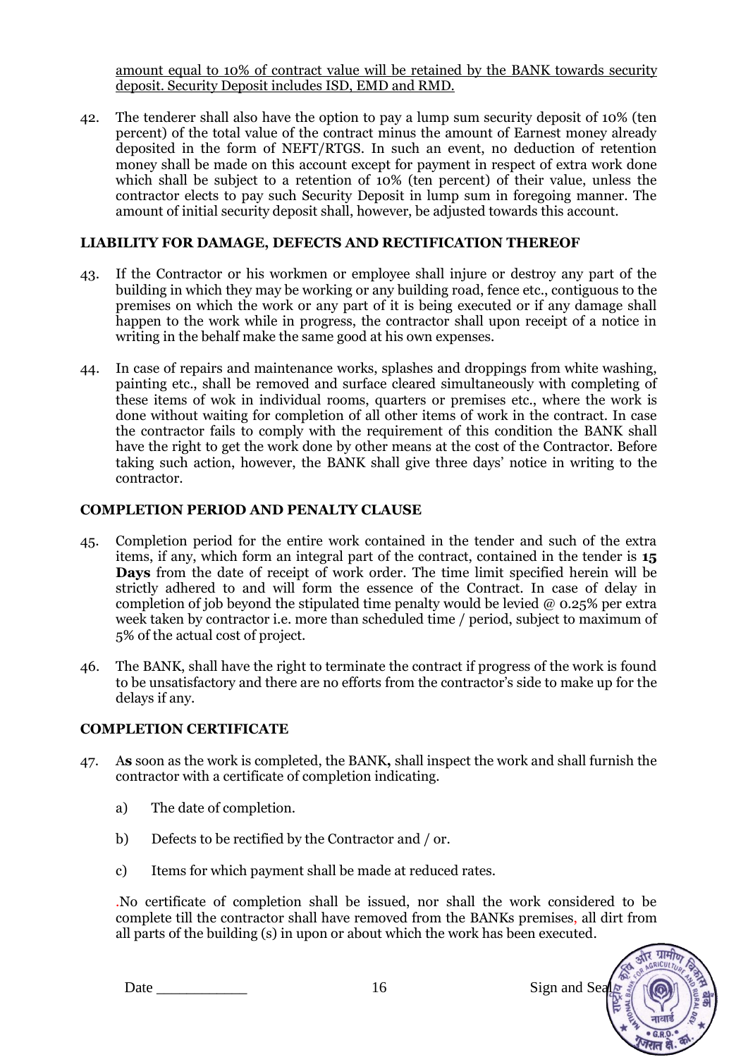amount equal to 10% of contract value will be retained by the BANK towards security deposit. Security Deposit includes ISD, EMD and RMD.

42. The tenderer shall also have the option to pay a lump sum security deposit of 10% (ten percent) of the total value of the contract minus the amount of Earnest money already deposited in the form of NEFT/RTGS. In such an event, no deduction of retention money shall be made on this account except for payment in respect of extra work done which shall be subject to a retention of 10% (ten percent) of their value, unless the contractor elects to pay such Security Deposit in lump sum in foregoing manner. The amount of initial security deposit shall, however, be adjusted towards this account.

## LIABILITY FOR DAMAGE, DEFECTS AND RECTIFICATION THEREOF

43. If the Contractor or his workmen or employee shall injure or destroy any part of the building in which they may be working or any building road, fence etc., contiguous to the premises on which the work or any part of it is being executed or if any damage shall happen to the work while in progress, the contractor shall upon receipt of a notice in writing in the behalf make the same good at his own expenses.

44. In case of repairs and maintenance works, splashes and droppings from white washing, painting etc., shall be removed and surface cleared simultaneously with completing of these items of wok in individual rooms, quarters or premises etc., where the work is done without waiting for completion of all other items of work in the contract. In case the contractor fails to comply with the requirement of this condition the BANK shall have the right to get the work done by other means at the cost of the Contractor. Before taking such action, however, the BANK shall give three days' notice in writing to the contractor.

## COMPLETION PERIOD AND PENALTY CLAUSE

45. Completion period for the entire work contained in the tender and such of the extra items, if any, which form an integral part of the contract, contained in the tender is **15 Days** from the date of receipt of work order. The time limit specified herein will be strictly adhered to and will form the essence of the Contract. In case of delay in completion of job beyond the stipulated time penalty would be levied @ 0.25% per extra week taken by contractor i.e. more than scheduled time / period, subject to maximum of 5% of the actual cost of project.

46. The BANK, shall have the right to terminate the contract if progress of the work is found to be unsatisfactory and there are no efforts from the contractor's side to make up for the delays if any.

## COMPLETION CERTIFICATE

47. A**s** soon as the work is completed, the BANK**,** shall inspect the work and shall furnish the contractor with a certificate of completion indicating.

    a) The date of completion.

    b) Defects to be rectified by the Contractor and / or.

    c) Items for which payment shall be made at reduced rates.

    .No certificate of completion shall be issued, nor shall the work considered to be complete till the contractor shall have removed from the BANKs premises, all dirt from all parts of the building (s) in upon or about which the work has been executed.

Date ___________ Sign and Seal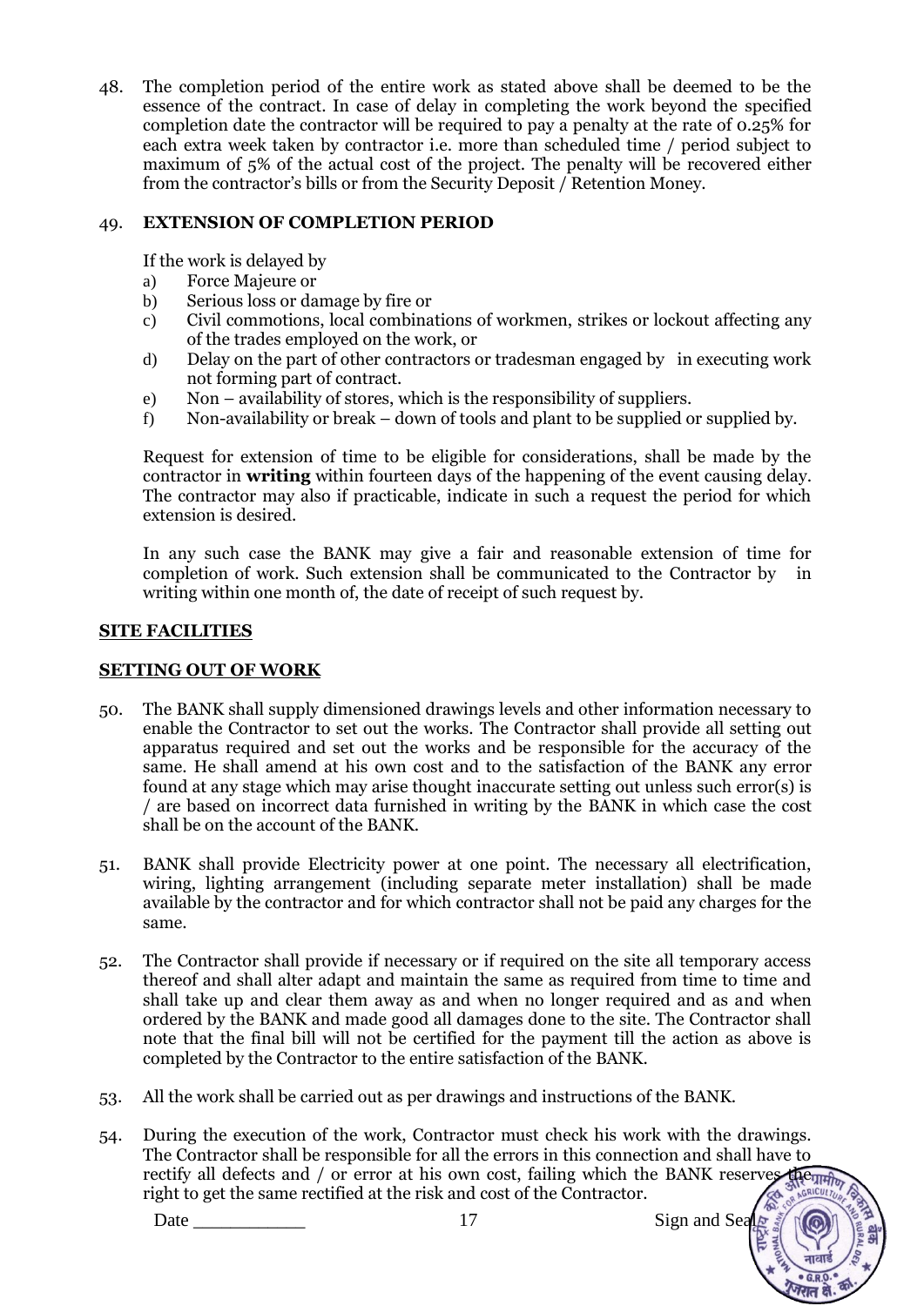48. The completion period of the entire work as stated above shall be deemed to be the essence of the contract. In case of delay in completing the work beyond the specified completion date the contractor will be required to pay a penalty at the rate of 0.25% for each extra week taken by contractor i.e. more than scheduled time / period subject to maximum of 5% of the actual cost of the project. The penalty will be recovered either from the contractor's bills or from the Security Deposit / Retention Money.

49. **EXTENSION OF COMPLETION PERIOD**

    If the work is delayed by

    a) Force Majeure or
    b) Serious loss or damage by fire or
    c) Civil commotions, local combinations of workmen, strikes or lockout affecting any of the trades employed on the work, or
    d) Delay on the part of other contractors or tradesman engaged by in executing work not forming part of contract.
    e) Non – availability of stores, which is the responsibility of suppliers.
    f) Non-availability or break – down of tools and plant to be supplied or supplied by.

    Request for extension of time to be eligible for considerations, shall be made by the contractor in **writing** within fourteen days of the happening of the event causing delay. The contractor may also if practicable, indicate in such a request the period for which extension is desired.

    In any such case the BANK may give a fair and reasonable extension of time for completion of work. Such extension shall be communicated to the Contractor by in writing within one month of, the date of receipt of such request by.

**SITE FACILITIES**

**SETTING OUT OF WORK**

50. The BANK shall supply dimensioned drawings levels and other information necessary to enable the Contractor to set out the works. The Contractor shall provide all setting out apparatus required and set out the works and be responsible for the accuracy of the same. He shall amend at his own cost and to the satisfaction of the BANK any error found at any stage which may arise thought inaccurate setting out unless such error(s) is / are based on incorrect data furnished in writing by the BANK in which case the cost shall be on the account of the BANK.

51. BANK shall provide Electricity power at one point. The necessary all electrification, wiring, lighting arrangement (including separate meter installation) shall be made available by the contractor and for which contractor shall not be paid any charges for the same.

52. The Contractor shall provide if necessary or if required on the site all temporary access thereof and shall alter adapt and maintain the same as required from time to time and shall take up and clear them away as and when no longer required and as and when ordered by the BANK and made good all damages done to the site. The Contractor shall note that the final bill will not be certified for the payment till the action as above is completed by the Contractor to the entire satisfaction of the BANK.

53. All the work shall be carried out as per drawings and instructions of the BANK.

54. During the execution of the work, Contractor must check his work with the drawings. The Contractor shall be responsible for all the errors in this connection and shall have to rectify all defects and / or error at his own cost, failing which the BANK reserves the right to get the same rectified at the risk and cost of the Contractor.

Date ___________ Sign and Seal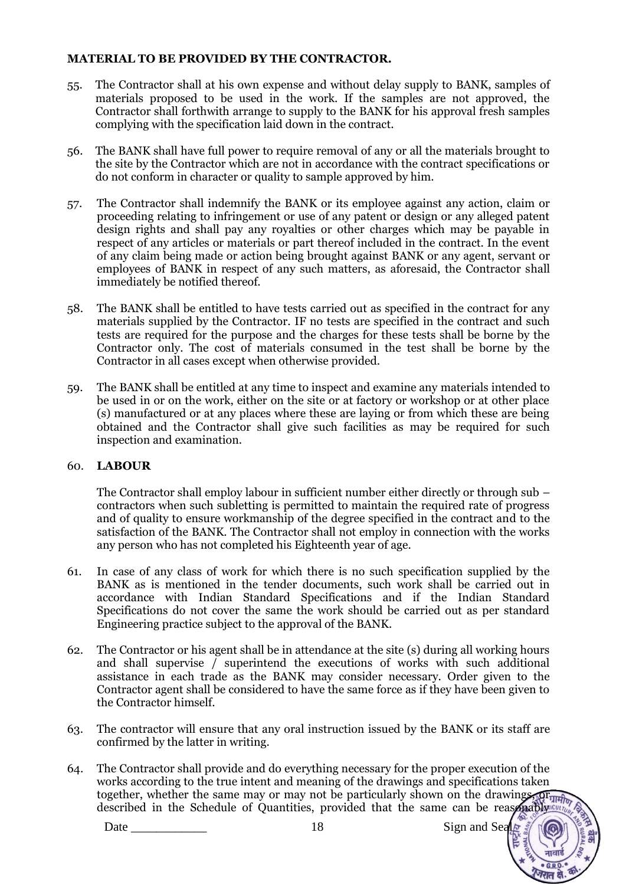**MATERIAL TO BE PROVIDED BY THE CONTRACTOR.**

55. The Contractor shall at his own expense and without delay supply to BANK, samples of materials proposed to be used in the work. If the samples are not approved, the Contractor shall forthwith arrange to supply to the BANK for his approval fresh samples complying with the specification laid down in the contract.

56. The BANK shall have full power to require removal of any or all the materials brought to the site by the Contractor which are not in accordance with the contract specifications or do not conform in character or quality to sample approved by him.

57. The Contractor shall indemnify the BANK or its employee against any action, claim or proceeding relating to infringement or use of any patent or design or any alleged patent design rights and shall pay any royalties or other charges which may be payable in respect of any articles or materials or part thereof included in the contract. In the event of any claim being made or action being brought against BANK or any agent, servant or employees of BANK in respect of any such matters, as aforesaid, the Contractor shall immediately be notified thereof.

58. The BANK shall be entitled to have tests carried out as specified in the contract for any materials supplied by the Contractor. IF no tests are specified in the contract and such tests are required for the purpose and the charges for these tests shall be borne by the Contractor only. The cost of materials consumed in the test shall be borne by the Contractor in all cases except when otherwise provided.

59. The BANK shall be entitled at any time to inspect and examine any materials intended to be used in or on the work, either on the site or at factory or workshop or at other place (s) manufactured or at any places where these are laying or from which these are being obtained and the Contractor shall give such facilities as may be required for such inspection and examination.

60. **LABOUR**

    The Contractor shall employ labour in sufficient number either directly or through sub – contractors when such subletting is permitted to maintain the required rate of progress and of quality to ensure workmanship of the degree specified in the contract and to the satisfaction of the BANK. The Contractor shall not employ in connection with the works any person who has not completed his Eighteenth year of age.

61. In case of any class of work for which there is no such specification supplied by the BANK as is mentioned in the tender documents, such work shall be carried out in accordance with Indian Standard Specifications and if the Indian Standard Specifications do not cover the same the work should be carried out as per standard Engineering practice subject to the approval of the BANK.

62. The Contractor or his agent shall be in attendance at the site (s) during all working hours and shall supervise / superintend the executions of works with such additional assistance in each trade as the BANK may consider necessary. Order given to the Contractor agent shall be considered to have the same force as if they have been given to the Contractor himself.

63. The contractor will ensure that any oral instruction issued by the BANK or its staff are confirmed by the latter in writing.

64. The Contractor shall provide and do everything necessary for the proper execution of the works according to the true intent and meaning of the drawings and specifications taken together, whether the same may or may not be particularly shown on the drawings, or described in the Schedule of Quantities, provided that the same can be reasonably

Date ___________ Sign and Seal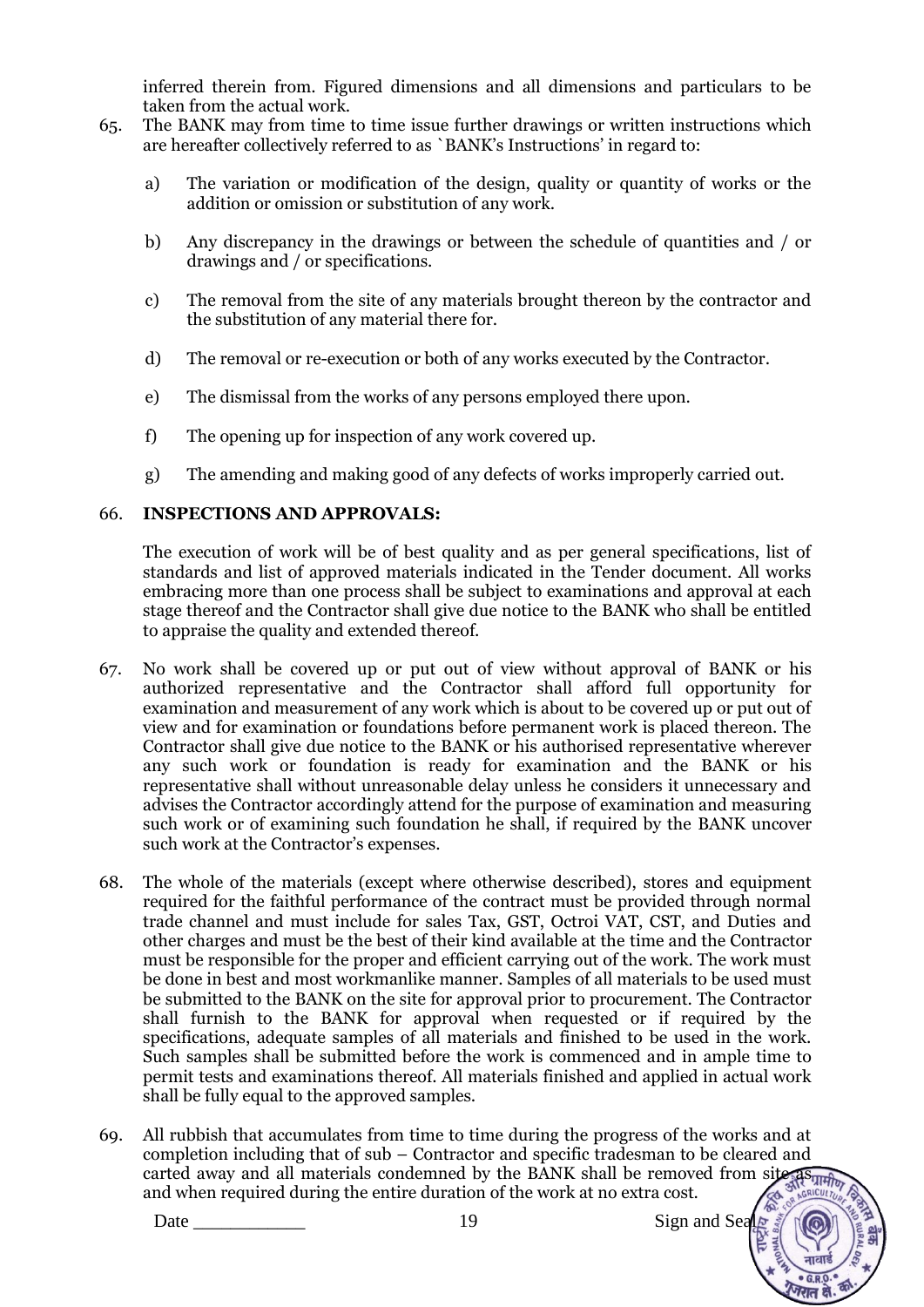inferred therein from. Figured dimensions and all dimensions and particulars to be taken from the actual work.

65. The BANK may from time to time issue further drawings or written instructions which are hereafter collectively referred to as `BANK's Instructions' in regard to:

    a) The variation or modification of the design, quality or quantity of works or the addition or omission or substitution of any work.

    b) Any discrepancy in the drawings or between the schedule of quantities and / or drawings and / or specifications.

    c) The removal from the site of any materials brought thereon by the contractor and the substitution of any material there for.

    d) The removal or re-execution or both of any works executed by the Contractor.

    e) The dismissal from the works of any persons employed there upon.

    f) The opening up for inspection of any work covered up.

    g) The amending and making good of any defects of works improperly carried out.

66. **INSPECTIONS AND APPROVALS:**

    The execution of work will be of best quality and as per general specifications, list of standards and list of approved materials indicated in the Tender document. All works embracing more than one process shall be subject to examinations and approval at each stage thereof and the Contractor shall give due notice to the BANK who shall be entitled to appraise the quality and extended thereof.

67. No work shall be covered up or put out of view without approval of BANK or his authorized representative and the Contractor shall afford full opportunity for examination and measurement of any work which is about to be covered up or put out of view and for examination or foundations before permanent work is placed thereon. The Contractor shall give due notice to the BANK or his authorised representative wherever any such work or foundation is ready for examination and the BANK or his representative shall without unreasonable delay unless he considers it unnecessary and advises the Contractor accordingly attend for the purpose of examination and measuring such work or of examining such foundation he shall, if required by the BANK uncover such work at the Contractor's expenses.

68. The whole of the materials (except where otherwise described), stores and equipment required for the faithful performance of the contract must be provided through normal trade channel and must include for sales Tax, GST, Octroi VAT, CST, and Duties and other charges and must be the best of their kind available at the time and the Contractor must be responsible for the proper and efficient carrying out of the work. The work must be done in best and most workmanlike manner. Samples of all materials to be used must be submitted to the BANK on the site for approval prior to procurement. The Contractor shall furnish to the BANK for approval when requested or if required by the specifications, adequate samples of all materials and finished to be used in the work. Such samples shall be submitted before the work is commenced and in ample time to permit tests and examinations thereof. All materials finished and applied in actual work shall be fully equal to the approved samples.

69. All rubbish that accumulates from time to time during the progress of the works and at completion including that of sub – Contractor and specific tradesman to be cleared and carted away and all materials condemned by the BANK shall be removed from site as and when required during the entire duration of the work at no extra cost.

Date ___________ Sign and Seal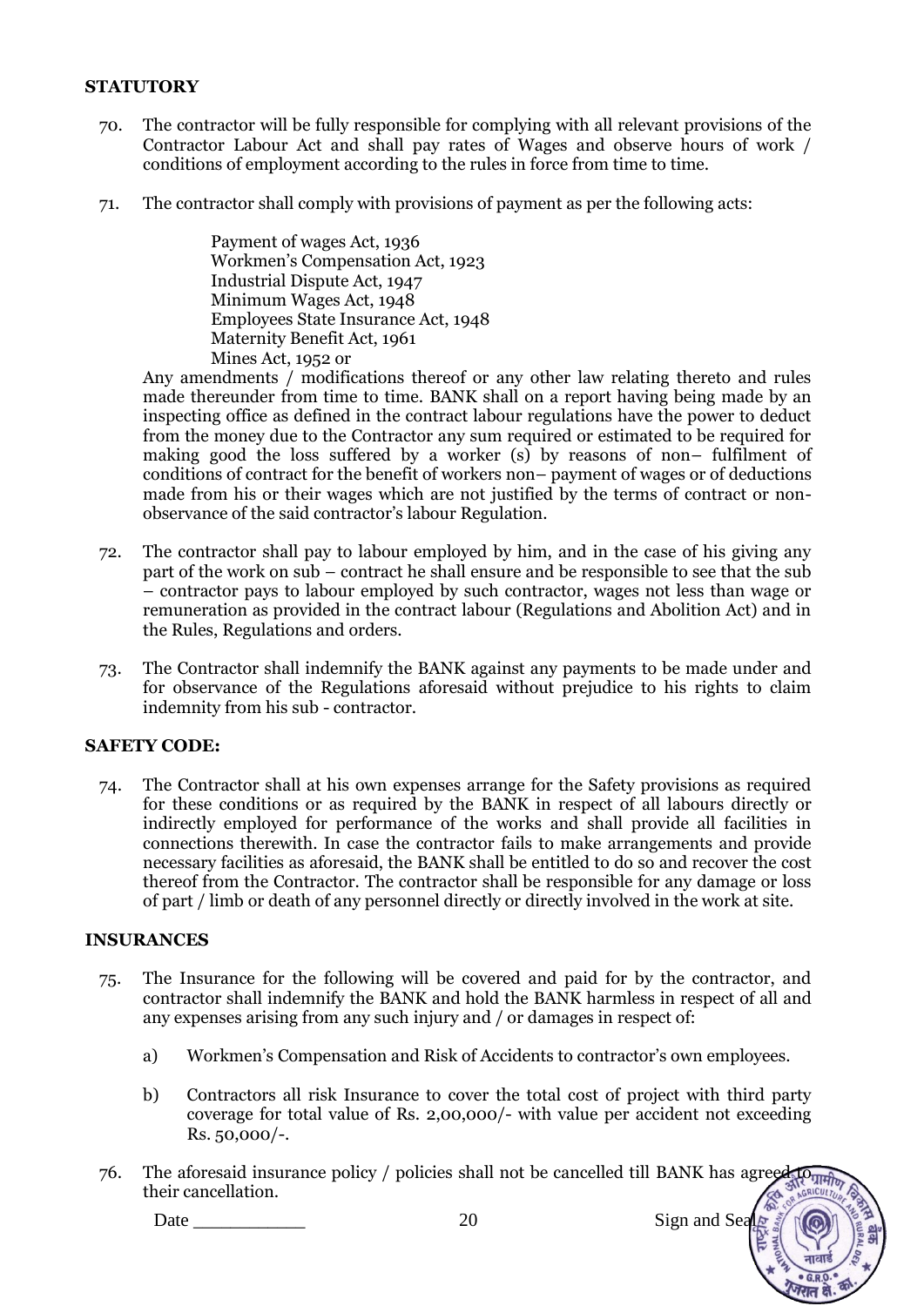**STATUTORY**

70. The contractor will be fully responsible for complying with all relevant provisions of the Contractor Labour Act and shall pay rates of Wages and observe hours of work / conditions of employment according to the rules in force from time to time.

71. The contractor shall comply with provisions of payment as per the following acts:

    Payment of wages Act, 1936
    Workmen's Compensation Act, 1923
    Industrial Dispute Act, 1947
    Minimum Wages Act, 1948
    Employees State Insurance Act, 1948
    Maternity Benefit Act, 1961
    Mines Act, 1952 or

    Any amendments / modifications thereof or any other law relating thereto and rules made thereunder from time to time. BANK shall on a report having being made by an inspecting office as defined in the contract labour regulations have the power to deduct from the money due to the Contractor any sum required or estimated to be required for making good the loss suffered by a worker (s) by reasons of non– fulfilment of conditions of contract for the benefit of workers non– payment of wages or of deductions made from his or their wages which are not justified by the terms of contract or non-observance of the said contractor's labour Regulation.

72. The contractor shall pay to labour employed by him, and in the case of his giving any part of the work on sub – contract he shall ensure and be responsible to see that the sub – contractor pays to labour employed by such contractor, wages not less than wage or remuneration as provided in the contract labour (Regulations and Abolition Act) and in the Rules, Regulations and orders.

73. The Contractor shall indemnify the BANK against any payments to be made under and for observance of the Regulations aforesaid without prejudice to his rights to claim indemnity from his sub - contractor.

**SAFETY CODE:**

74. The Contractor shall at his own expenses arrange for the Safety provisions as required for these conditions or as required by the BANK in respect of all labours directly or indirectly employed for performance of the works and shall provide all facilities in connections therewith. In case the contractor fails to make arrangements and provide necessary facilities as aforesaid, the BANK shall be entitled to do so and recover the cost thereof from the Contractor. The contractor shall be responsible for any damage or loss of part / limb or death of any personnel directly or directly involved in the work at site.

**INSURANCES**

75. The Insurance for the following will be covered and paid for by the contractor, and contractor shall indemnify the BANK and hold the BANK harmless in respect of all and any expenses arising from any such injury and / or damages in respect of:

    a) Workmen's Compensation and Risk of Accidents to contractor's own employees.

    b) Contractors all risk Insurance to cover the total cost of project with third party coverage for total value of Rs. 2,00,000/- with value per accident not exceeding Rs. 50,000/-.

76. The aforesaid insurance policy / policies shall not be cancelled till BANK has agreed to their cancellation.

Date ___________ Sign and Seal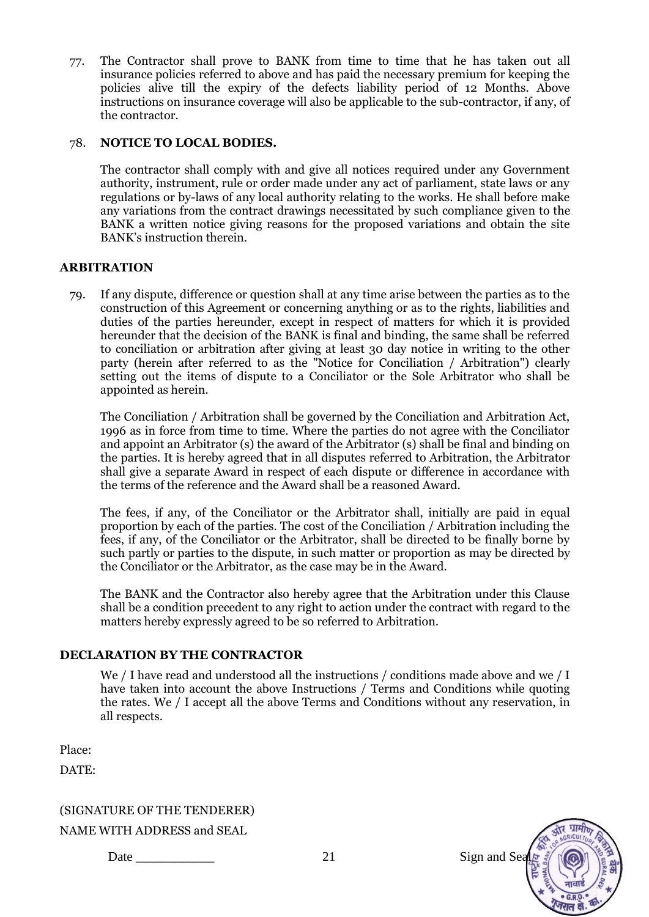77. The Contractor shall prove to BANK from time to time that he has taken out all insurance policies referred to above and has paid the necessary premium for keeping the policies alive till the expiry of the defects liability period of 12 Months. Above instructions on insurance coverage will also be applicable to the sub-contractor, if any, of the contractor.

78. **NOTICE TO LOCAL BODIES.**

    The contractor shall comply with and give all notices required under any Government authority, instrument, rule or order made under any act of parliament, state laws or any regulations or by-laws of any local authority relating to the works. He shall before make any variations from the contract drawings necessitated by such compliance given to the BANK a written notice giving reasons for the proposed variations and obtain the site BANK's instruction therein.

**ARBITRATION**

79. If any dispute, difference or question shall at any time arise between the parties as to the construction of this Agreement or concerning anything or as to the rights, liabilities and duties of the parties hereunder, except in respect of matters for which it is provided hereunder that the decision of the BANK is final and binding, the same shall be referred to conciliation or arbitration after giving at least 30 day notice in writing to the other party (herein after referred to as the "Notice for Conciliation / Arbitration") clearly setting out the items of dispute to a Conciliator or the Sole Arbitrator who shall be appointed as herein.

    The Conciliation / Arbitration shall be governed by the Conciliation and Arbitration Act, 1996 as in force from time to time. Where the parties do not agree with the Conciliator and appoint an Arbitrator (s) the award of the Arbitrator (s) shall be final and binding on the parties. It is hereby agreed that in all disputes referred to Arbitration, the Arbitrator shall give a separate Award in respect of each dispute or difference in accordance with the terms of the reference and the Award shall be a reasoned Award.

    The fees, if any, of the Conciliator or the Arbitrator shall, initially are paid in equal proportion by each of the parties. The cost of the Conciliation / Arbitration including the fees, if any, of the Conciliator or the Arbitrator, shall be directed to be finally borne by such partly or parties to the dispute, in such matter or proportion as may be directed by the Conciliator or the Arbitrator, as the case may be in the Award.

    The BANK and the Contractor also hereby agree that the Arbitration under this Clause shall be a condition precedent to any right to action under the contract with regard to the matters hereby expressly agreed to be so referred to Arbitration.

**DECLARATION BY THE CONTRACTOR**

We / I have read and understood all the instructions / conditions made above and we / I have taken into account the above Instructions / Terms and Conditions while quoting the rates. We / I accept all the above Terms and Conditions without any reservation, in all respects.

Place:

DATE:

(SIGNATURE OF THE TENDERER)

NAME WITH ADDRESS and SEAL

Date ___________ Sign and Seal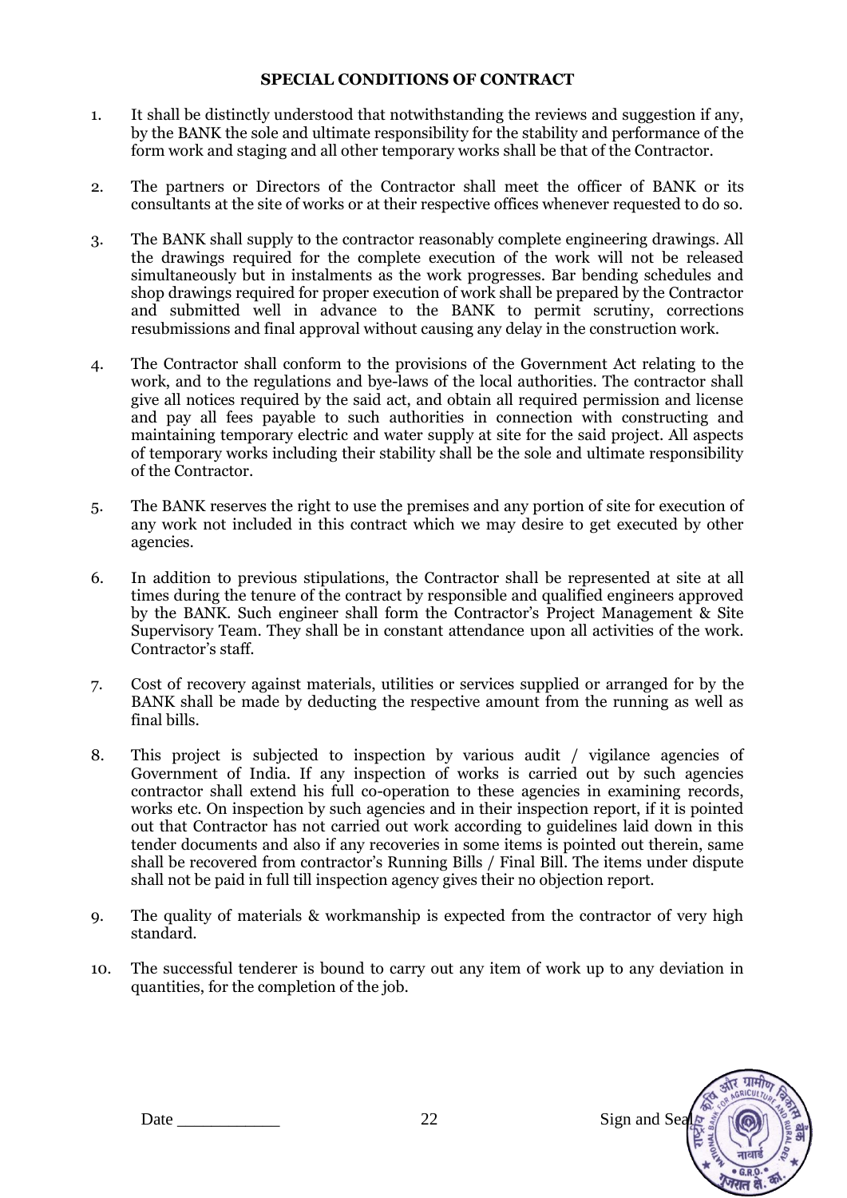**SPECIAL CONDITIONS OF CONTRACT**

1. It shall be distinctly understood that notwithstanding the reviews and suggestion if any, by the BANK the sole and ultimate responsibility for the stability and performance of the form work and staging and all other temporary works shall be that of the Contractor.

2. The partners or Directors of the Contractor shall meet the officer of BANK or its consultants at the site of works or at their respective offices whenever requested to do so.

3. The BANK shall supply to the contractor reasonably complete engineering drawings. All the drawings required for the complete execution of the work will not be released simultaneously but in instalments as the work progresses. Bar bending schedules and shop drawings required for proper execution of work shall be prepared by the Contractor and submitted well in advance to the BANK to permit scrutiny, corrections resubmissions and final approval without causing any delay in the construction work.

4. The Contractor shall conform to the provisions of the Government Act relating to the work, and to the regulations and bye-laws of the local authorities. The contractor shall give all notices required by the said act, and obtain all required permission and license and pay all fees payable to such authorities in connection with constructing and maintaining temporary electric and water supply at site for the said project. All aspects of temporary works including their stability shall be the sole and ultimate responsibility of the Contractor.

5. The BANK reserves the right to use the premises and any portion of site for execution of any work not included in this contract which we may desire to get executed by other agencies.

6. In addition to previous stipulations, the Contractor shall be represented at site at all times during the tenure of the contract by responsible and qualified engineers approved by the BANK. Such engineer shall form the Contractor's Project Management & Site Supervisory Team. They shall be in constant attendance upon all activities of the work. Contractor's staff.

7. Cost of recovery against materials, utilities or services supplied or arranged for by the BANK shall be made by deducting the respective amount from the running as well as final bills.

8. This project is subjected to inspection by various audit / vigilance agencies of Government of India. If any inspection of works is carried out by such agencies contractor shall extend his full co-operation to these agencies in examining records, works etc. On inspection by such agencies and in their inspection report, if it is pointed out that Contractor has not carried out work according to guidelines laid down in this tender documents and also if any recoveries in some items is pointed out therein, same shall be recovered from contractor's Running Bills / Final Bill. The items under dispute shall not be paid in full till inspection agency gives their no objection report.

9. The quality of materials & workmanship is expected from the contractor of very high standard.

10. The successful tenderer is bound to carry out any item of work up to any deviation in quantities, for the completion of the job.

Date ___________ Sign and Seal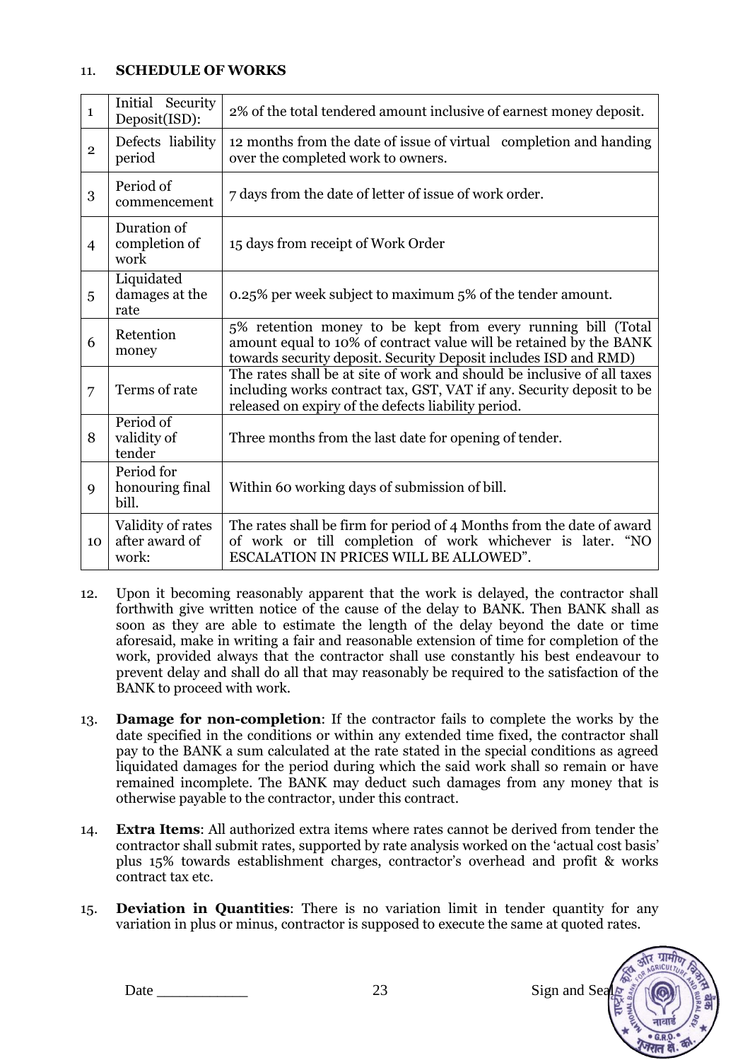11. **SCHEDULE OF WORKS**

| | | |
|---|---|---|
| 1 | Initial Security Deposit(ISD): | 2% of the total tendered amount inclusive of earnest money deposit. |
| 2 | Defects liability period | 12 months from the date of issue of virtual completion and handing over the completed work to owners. |
| 3 | Period of commencement | 7 days from the date of letter of issue of work order. |
| 4 | Duration of completion of work | 15 days from receipt of Work Order |
| 5 | Liquidated damages at the rate | 0.25% per week subject to maximum 5% of the tender amount. |
| 6 | Retention money | 5% retention money to be kept from every running bill (Total amount equal to 10% of contract value will be retained by the BANK towards security deposit. Security Deposit includes ISD and RMD) |
| 7 | Terms of rate | The rates shall be at site of work and should be inclusive of all taxes including works contract tax, GST, VAT if any. Security deposit to be released on expiry of the defects liability period. |
| 8 | Period of validity of tender | Three months from the last date for opening of tender. |
| 9 | Period for honouring final bill. | Within 60 working days of submission of bill. |
| 10 | Validity of rates after award of work: | The rates shall be firm for period of 4 Months from the date of award of work or till completion of work whichever is later. "NO ESCALATION IN PRICES WILL BE ALLOWED". |

12. Upon it becoming reasonably apparent that the work is delayed, the contractor shall forthwith give written notice of the cause of the delay to BANK. Then BANK shall as soon as they are able to estimate the length of the delay beyond the date or time aforesaid, make in writing a fair and reasonable extension of time for completion of the work, provided always that the contractor shall use constantly his best endeavour to prevent delay and shall do all that may reasonably be required to the satisfaction of the BANK to proceed with work.

13. **Damage for non-completion**: If the contractor fails to complete the works by the date specified in the conditions or within any extended time fixed, the contractor shall pay to the BANK a sum calculated at the rate stated in the special conditions as agreed liquidated damages for the period during which the said work shall so remain or have remained incomplete. The BANK may deduct such damages from any money that is otherwise payable to the contractor, under this contract.

14. **Extra Items**: All authorized extra items where rates cannot be derived from tender the contractor shall submit rates, supported by rate analysis worked on the 'actual cost basis' plus 15% towards establishment charges, contractor's overhead and profit & works contract tax etc.

15. **Deviation in Quantities**: There is no variation limit in tender quantity for any variation in plus or minus, contractor is supposed to execute the same at quoted rates.

Date ___________ Sign and Seal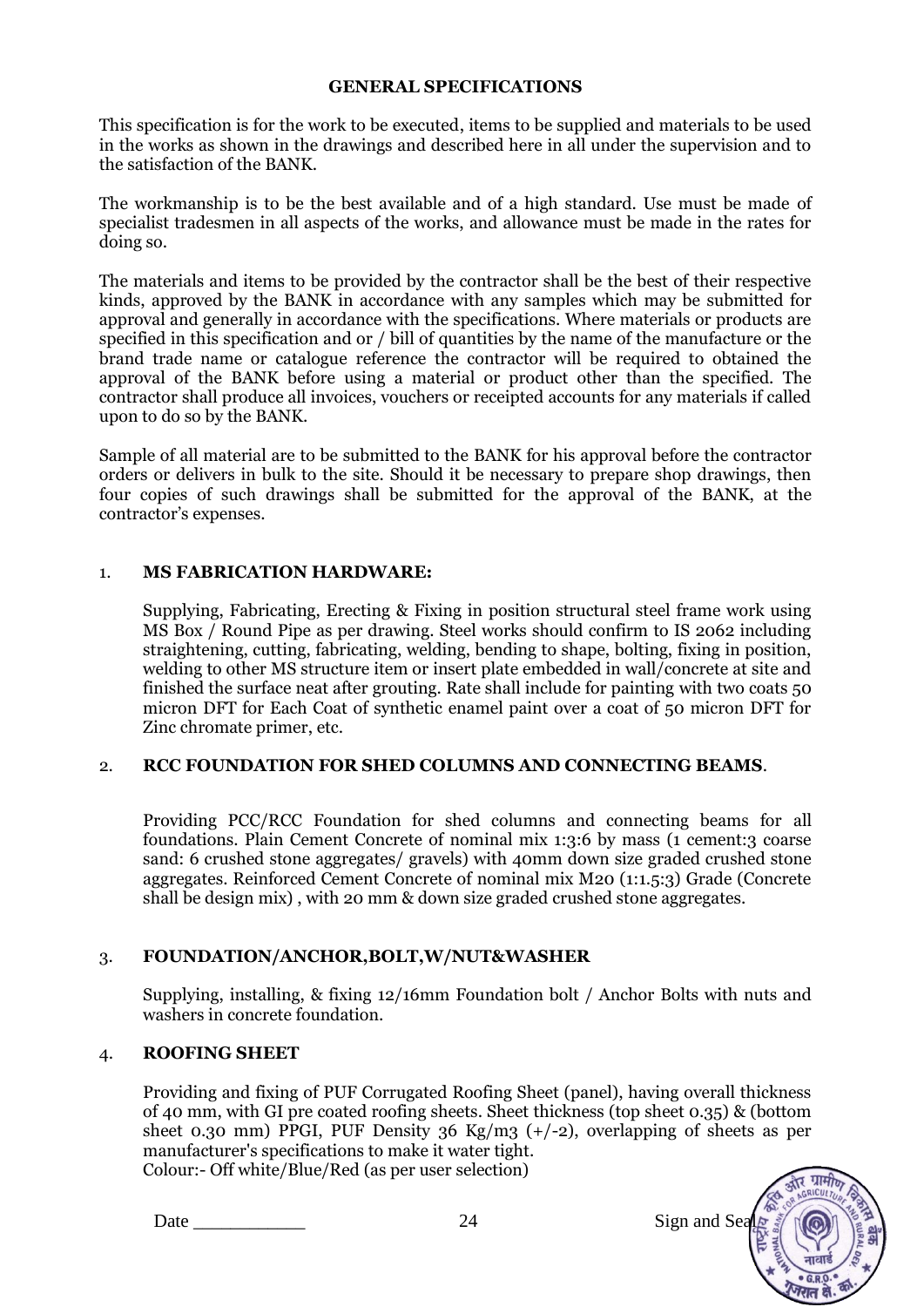# GENERAL SPECIFICATIONS

This specification is for the work to be executed, items to be supplied and materials to be used in the works as shown in the drawings and described here in all under the supervision and to the satisfaction of the BANK.

The workmanship is to be the best available and of a high standard. Use must be made of specialist tradesmen in all aspects of the works, and allowance must be made in the rates for doing so.

The materials and items to be provided by the contractor shall be the best of their respective kinds, approved by the BANK in accordance with any samples which may be submitted for approval and generally in accordance with the specifications. Where materials or products are specified in this specification and or / bill of quantities by the name of the manufacture or the brand trade name or catalogue reference the contractor will be required to obtained the approval of the BANK before using a material or product other than the specified. The contractor shall produce all invoices, vouchers or receipted accounts for any materials if called upon to do so by the BANK.

Sample of all material are to be submitted to the BANK for his approval before the contractor orders or delivers in bulk to the site. Should it be necessary to prepare shop drawings, then four copies of such drawings shall be submitted for the approval of the BANK, at the contractor's expenses.

## 1. MS FABRICATION HARDWARE:

Supplying, Fabricating, Erecting & Fixing in position structural steel frame work using MS Box / Round Pipe as per drawing. Steel works should confirm to IS 2062 including straightening, cutting, fabricating, welding, bending to shape, bolting, fixing in position, welding to other MS structure item or insert plate embedded in wall/concrete at site and finished the surface neat after grouting. Rate shall include for painting with two coats 50 micron DFT for Each Coat of synthetic enamel paint over a coat of 50 micron DFT for Zinc chromate primer, etc.

## 2. RCC FOUNDATION FOR SHED COLUMNS AND CONNECTING BEAMS.

Providing PCC/RCC Foundation for shed columns and connecting beams for all foundations. Plain Cement Concrete of nominal mix 1:3:6 by mass (1 cement:3 coarse sand: 6 crushed stone aggregates/ gravels) with 40mm down size graded crushed stone aggregates. Reinforced Cement Concrete of nominal mix M20 (1:1.5:3) Grade (Concrete shall be design mix) , with 20 mm & down size graded crushed stone aggregates.

## 3. FOUNDATION/ANCHOR,BOLT,W/NUT&WASHER

Supplying, installing, & fixing 12/16mm Foundation bolt / Anchor Bolts with nuts and washers in concrete foundation.

## 4. ROOFING SHEET

Providing and fixing of PUF Corrugated Roofing Sheet (panel), having overall thickness of 40 mm, with GI pre coated roofing sheets. Sheet thickness (top sheet 0.35) & (bottom sheet 0.30 mm) PPGI, PUF Density 36 Kg/m3 (+/-2), overlapping of sheets as per manufacturer's specifications to make it water tight.
Colour:- Off white/Blue/Red (as per user selection)

Date ___________ Sign and Seal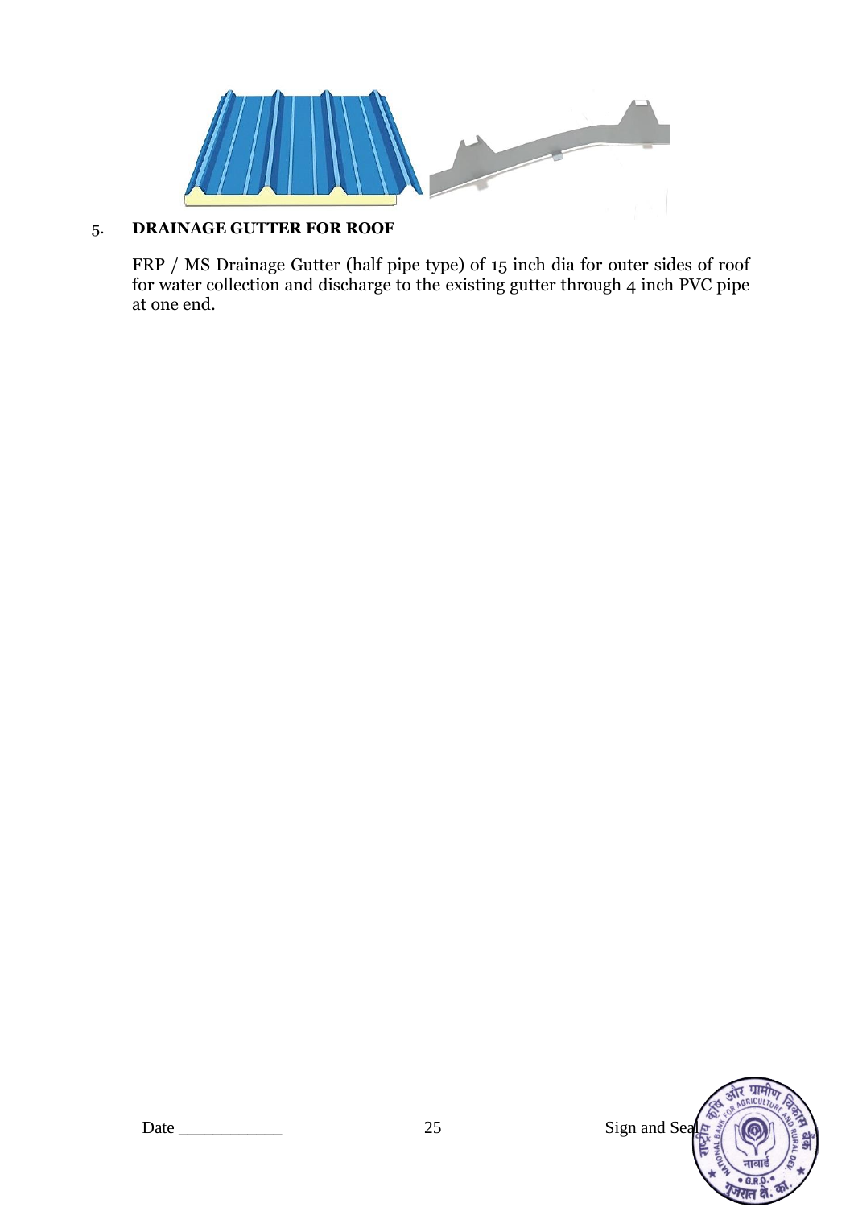5. **DRAINAGE GUTTER FOR ROOF**

   FRP / MS Drainage Gutter (half pipe type) of 15 inch dia for outer sides of roof for water collection and discharge to the existing gutter through 4 inch PVC pipe at one end.

Date ____________ Sign and Seal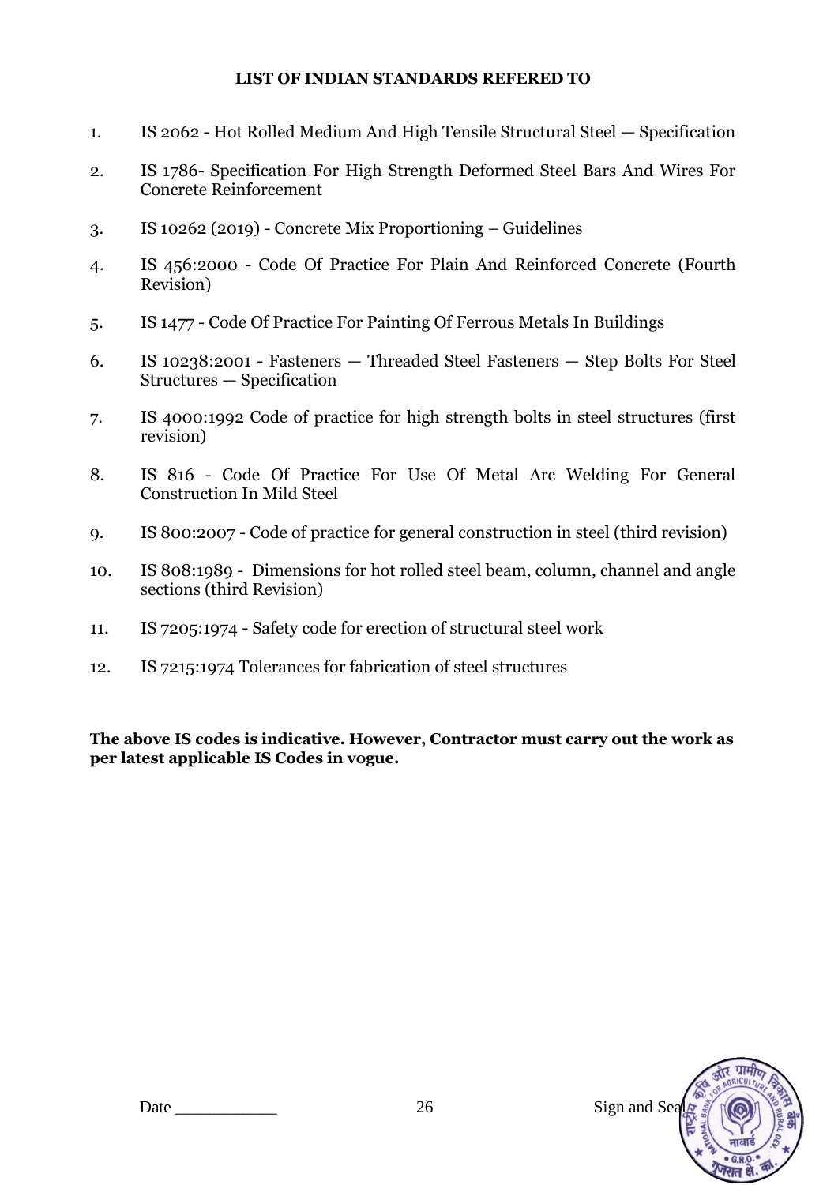**LIST OF INDIAN STANDARDS REFERED TO**

1. IS 2062 - Hot Rolled Medium And High Tensile Structural Steel — Specification
2. IS 1786- Specification For High Strength Deformed Steel Bars And Wires For Concrete Reinforcement
3. IS 10262 (2019) - Concrete Mix Proportioning – Guidelines
4. IS 456:2000 - Code Of Practice For Plain And Reinforced Concrete (Fourth Revision)
5. IS 1477 - Code Of Practice For Painting Of Ferrous Metals In Buildings
6. IS 10238:2001 - Fasteners — Threaded Steel Fasteners — Step Bolts For Steel Structures — Specification
7. IS 4000:1992 Code of practice for high strength bolts in steel structures (first revision)
8. IS 816 - Code Of Practice For Use Of Metal Arc Welding For General Construction In Mild Steel
9. IS 800:2007 - Code of practice for general construction in steel (third revision)
10. IS 808:1989 - Dimensions for hot rolled steel beam, column, channel and angle sections (third Revision)
11. IS 7205:1974 - Safety code for erection of structural steel work
12. IS 7215:1974 Tolerances for fabrication of steel structures

**The above IS codes is indicative. However, Contractor must carry out the work as per latest applicable IS Codes in vogue.**

Date ___________ Sign and Seal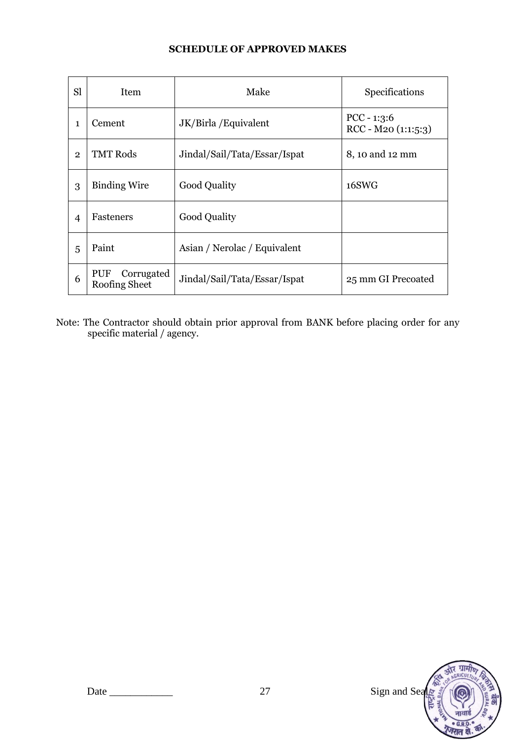**SCHEDULE OF APPROVED MAKES**

| Sl | Item | Make | Specifications |
|---|---|---|---|
| 1 | Cement | JK/Birla /Equivalent | PCC - 1:3:6<br>RCC - M20 (1:1:5:3) |
| 2 | TMT Rods | Jindal/Sail/Tata/Essar/Ispat | 8, 10 and 12 mm |
| 3 | Binding Wire | Good Quality | 16SWG |
| 4 | Fasteners | Good Quality | |
| 5 | Paint | Asian / Nerolac / Equivalent | |
| 6 | PUF Corrugated Roofing Sheet | Jindal/Sail/Tata/Essar/Ispat | 25 mm GI Precoated |

Note: The Contractor should obtain prior approval from BANK before placing order for any specific material / agency.

Date ____________ Sign and Seal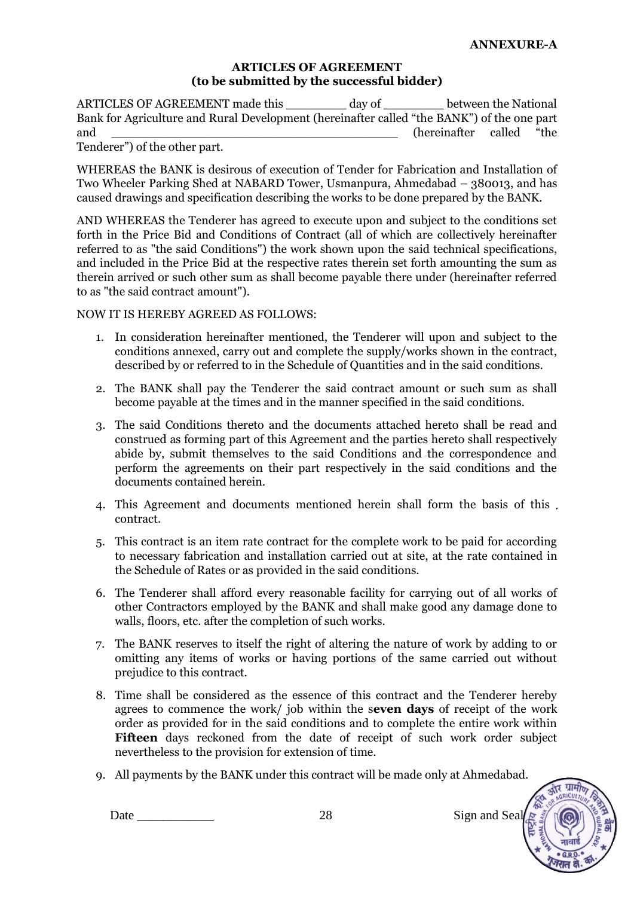**ANNEXURE-A**

**ARTICLES OF AGREEMENT**
**(to be submitted by the successful bidder)**

ARTICLES OF AGREEMENT made this ________ day of ________ between the National Bank for Agriculture and Rural Development (hereinafter called "the BANK") of the one part and ________________________________________ (hereinafter called "the Tenderer") of the other part.

WHEREAS the BANK is desirous of execution of Tender for Fabrication and Installation of Two Wheeler Parking Shed at NABARD Tower, Usmanpura, Ahmedabad – 380013, and has caused drawings and specification describing the works to be done prepared by the BANK.

AND WHEREAS the Tenderer has agreed to execute upon and subject to the conditions set forth in the Price Bid and Conditions of Contract (all of which are collectively hereinafter referred to as "the said Conditions") the work shown upon the said technical specifications, and included in the Price Bid at the respective rates therein set forth amounting the sum as therein arrived or such other sum as shall become payable there under (hereinafter referred to as "the said contract amount").

NOW IT IS HEREBY AGREED AS FOLLOWS:

1. In consideration hereinafter mentioned, the Tenderer will upon and subject to the conditions annexed, carry out and complete the supply/works shown in the contract, described by or referred to in the Schedule of Quantities and in the said conditions.
2. The BANK shall pay the Tenderer the said contract amount or such sum as shall become payable at the times and in the manner specified in the said conditions.
3. The said Conditions thereto and the documents attached hereto shall be read and construed as forming part of this Agreement and the parties hereto shall respectively abide by, submit themselves to the said Conditions and the correspondence and perform the agreements on their part respectively in the said conditions and the documents contained herein.
4. This Agreement and documents mentioned herein shall form the basis of this contract.
5. This contract is an item rate contract for the complete work to be paid for according to necessary fabrication and installation carried out at site, at the rate contained in the Schedule of Rates or as provided in the said conditions.
6. The Tenderer shall afford every reasonable facility for carrying out of all works of other Contractors employed by the BANK and shall make good any damage done to walls, floors, etc. after the completion of such works.
7. The BANK reserves to itself the right of altering the nature of work by adding to or omitting any items of works or having portions of the same carried out without prejudice to this contract.
8. Time shall be considered as the essence of this contract and the Tenderer hereby agrees to commence the work/ job within the s**even days** of receipt of the work order as provided for in the said conditions and to complete the entire work within **Fifteen** days reckoned from the date of receipt of such work order subject nevertheless to the provision for extension of time.
9. All payments by the BANK under this contract will be made only at Ahmedabad.

Date ___________ Sign and Seal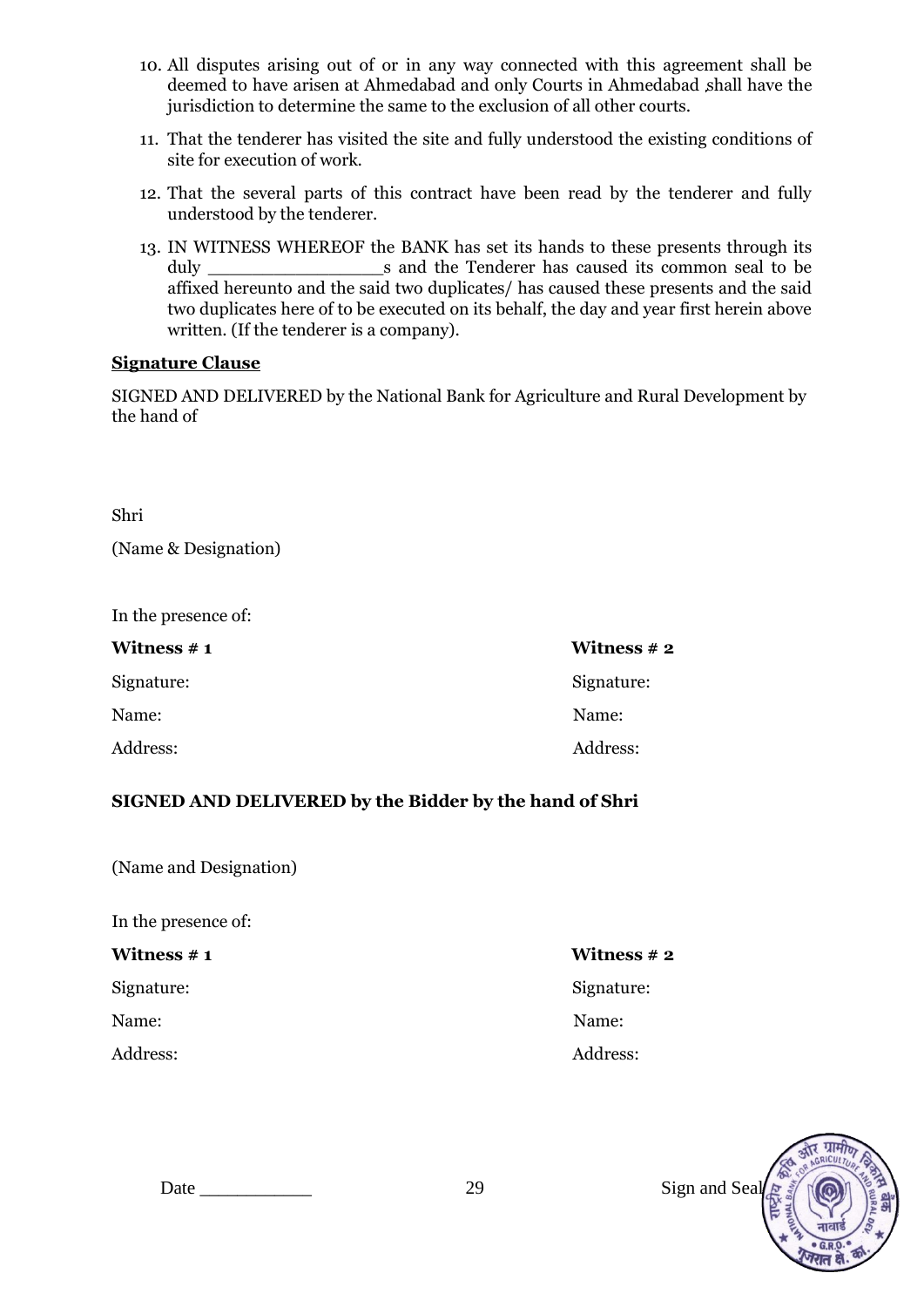10. All disputes arising out of or in any way connected with this agreement shall be deemed to have arisen at Ahmedabad and only Courts in Ahmedabad ,shall have the jurisdiction to determine the same to the exclusion of all other courts.

11. That the tenderer has visited the site and fully understood the existing conditions of site for execution of work.

12. That the several parts of this contract have been read by the tenderer and fully understood by the tenderer.

13. IN WITNESS WHEREOF the BANK has set its hands to these presents through its duly ________________s and the Tenderer has caused its common seal to be affixed hereunto and the said two duplicates/ has caused these presents and the said two duplicates here of to be executed on its behalf, the day and year first herein above written. (If the tenderer is a company).

**Signature Clause**

SIGNED AND DELIVERED by the National Bank for Agriculture and Rural Development by the hand of

Shri

(Name & Designation)

In the presence of:

| **Witness # 1** | **Witness # 2** |
|---|---|
| Signature: | Signature: |
| Name: | Name: |
| Address: | Address: |

**SIGNED AND DELIVERED by the Bidder by the hand of Shri**

(Name and Designation)

In the presence of:

| **Witness # 1** | **Witness # 2** |
|---|---|
| Signature: | Signature: |
| Name: | Name: |
| Address: | Address: |

Date ___________ Sign and Seal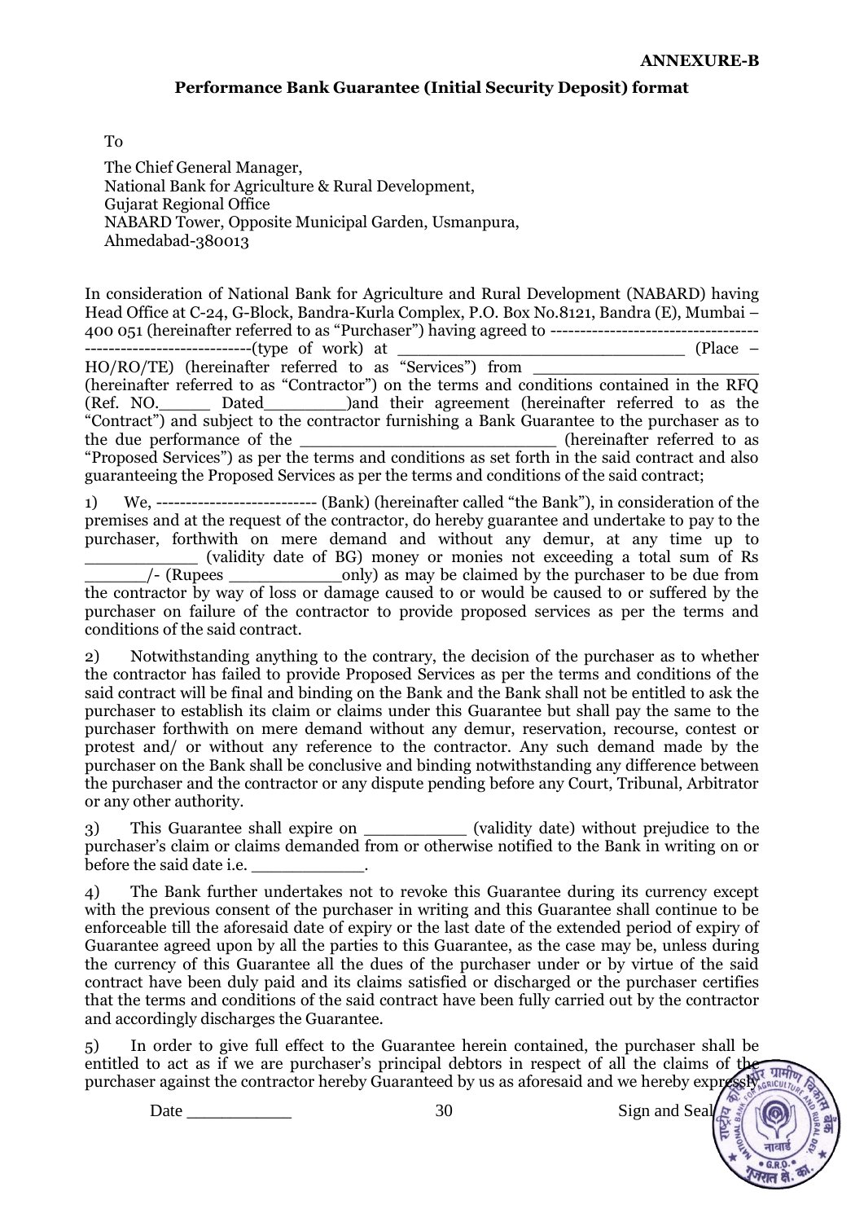**ANNEXURE-B**

**Performance Bank Guarantee (Initial Security Deposit) format**

To

The Chief General Manager,
National Bank for Agriculture & Rural Development,
Gujarat Regional Office
NABARD Tower, Opposite Municipal Garden, Usmanpura,
Ahmedabad-380013

In consideration of National Bank for Agriculture and Rural Development (NABARD) having Head Office at C-24, G-Block, Bandra-Kurla Complex, P.O. Box No.8121, Bandra (E), Mumbai – 400 051 (hereinafter referred to as "Purchaser") having agreed to ----------------------------------- ----------------------------(type of work) at _____________________________ (Place – HO/RO/TE) (hereinafter referred to as "Services") from _____________________ (hereinafter referred to as "Contractor") on the terms and conditions contained in the RFQ (Ref. NO._____ Dated________)and their agreement (hereinafter referred to as the "Contract") and subject to the contractor furnishing a Bank Guarantee to the purchaser as to the due performance of the _________________________ (hereinafter referred to as "Proposed Services") as per the terms and conditions as set forth in the said contract and also guaranteeing the Proposed Services as per the terms and conditions of the said contract;

1) We, --------------------------- (Bank) (hereinafter called "the Bank"), in consideration of the premises and at the request of the contractor, do hereby guarantee and undertake to pay to the purchaser, forthwith on mere demand and without any demur, at any time up to ___________ (validity date of BG) money or monies not exceeding a total sum of Rs ______/- (Rupees ___________only) as may be claimed by the purchaser to be due from the contractor by way of loss or damage caused to or would be caused to or suffered by the purchaser on failure of the contractor to provide proposed services as per the terms and conditions of the said contract.

2) Notwithstanding anything to the contrary, the decision of the purchaser as to whether the contractor has failed to provide Proposed Services as per the terms and conditions of the said contract will be final and binding on the Bank and the Bank shall not be entitled to ask the purchaser to establish its claim or claims under this Guarantee but shall pay the same to the purchaser forthwith on mere demand without any demur, reservation, recourse, contest or protest and/ or without any reference to the contractor. Any such demand made by the purchaser on the Bank shall be conclusive and binding notwithstanding any difference between the purchaser and the contractor or any dispute pending before any Court, Tribunal, Arbitrator or any other authority.

3) This Guarantee shall expire on __________ (validity date) without prejudice to the purchaser's claim or claims demanded from or otherwise notified to the Bank in writing on or before the said date i.e. ___________.

4) The Bank further undertakes not to revoke this Guarantee during its currency except with the previous consent of the purchaser in writing and this Guarantee shall continue to be enforceable till the aforesaid date of expiry or the last date of the extended period of expiry of Guarantee agreed upon by all the parties to this Guarantee, as the case may be, unless during the currency of this Guarantee all the dues of the purchaser under or by virtue of the said contract have been duly paid and its claims satisfied or discharged or the purchaser certifies that the terms and conditions of the said contract have been fully carried out by the contractor and accordingly discharges the Guarantee.

5) In order to give full effect to the Guarantee herein contained, the purchaser shall be entitled to act as if we are purchaser's principal debtors in respect of all the claims of the purchaser against the contractor hereby Guaranteed by us as aforesaid and we hereby expressly

Date ___________ Sign and Seal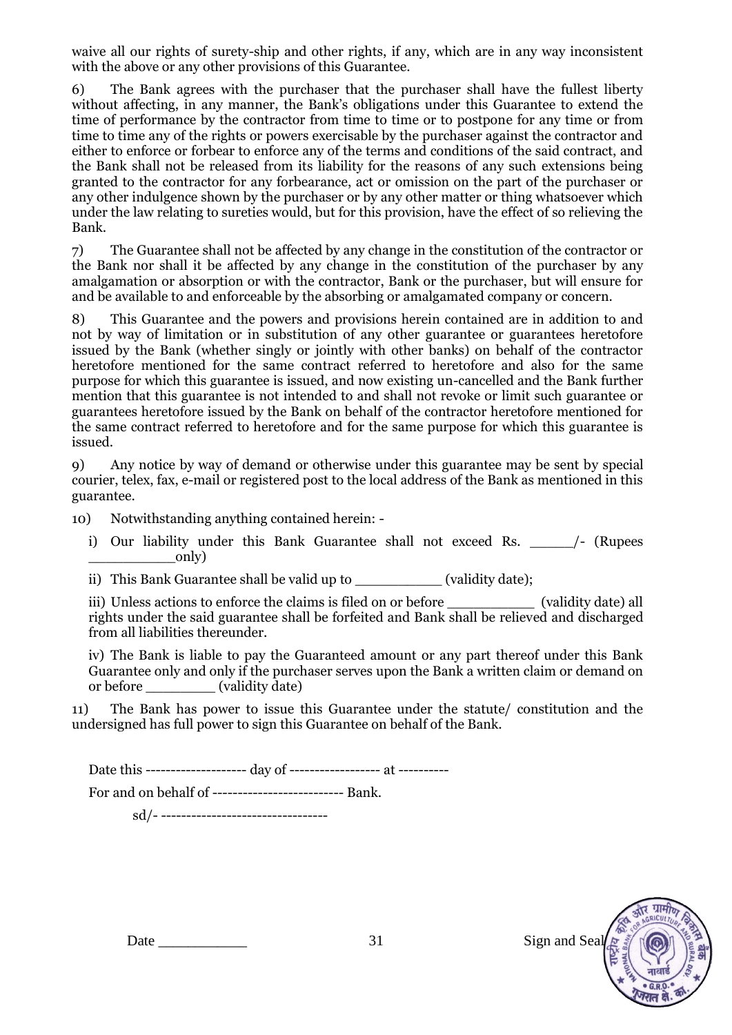waive all our rights of surety-ship and other rights, if any, which are in any way inconsistent with the above or any other provisions of this Guarantee.

6) The Bank agrees with the purchaser that the purchaser shall have the fullest liberty without affecting, in any manner, the Bank's obligations under this Guarantee to extend the time of performance by the contractor from time to time or to postpone for any time or from time to time any of the rights or powers exercisable by the purchaser against the contractor and either to enforce or forbear to enforce any of the terms and conditions of the said contract, and the Bank shall not be released from its liability for the reasons of any such extensions being granted to the contractor for any forbearance, act or omission on the part of the purchaser or any other indulgence shown by the purchaser or by any other matter or thing whatsoever which under the law relating to sureties would, but for this provision, have the effect of so relieving the Bank.

7) The Guarantee shall not be affected by any change in the constitution of the contractor or the Bank nor shall it be affected by any change in the constitution of the purchaser by any amalgamation or absorption or with the contractor, Bank or the purchaser, but will ensure for and be available to and enforceable by the absorbing or amalgamated company or concern.

8) This Guarantee and the powers and provisions herein contained are in addition to and not by way of limitation or in substitution of any other guarantee or guarantees heretofore issued by the Bank (whether singly or jointly with other banks) on behalf of the contractor heretofore mentioned for the same contract referred to heretofore and also for the same purpose for which this guarantee is issued, and now existing un-cancelled and the Bank further mention that this guarantee is not intended to and shall not revoke or limit such guarantee or guarantees heretofore issued by the Bank on behalf of the contractor heretofore mentioned for the same contract referred to heretofore and for the same purpose for which this guarantee is issued.

9) Any notice by way of demand or otherwise under this guarantee may be sent by special courier, telex, fax, e-mail or registered post to the local address of the Bank as mentioned in this guarantee.

10) Notwithstanding anything contained herein: -

i) Our liability under this Bank Guarantee shall not exceed Rs. _____/- (Rupees __________only)

ii) This Bank Guarantee shall be valid up to __________ (validity date);

iii) Unless actions to enforce the claims is filed on or before __________ (validity date) all rights under the said guarantee shall be forfeited and Bank shall be relieved and discharged from all liabilities thereunder.

iv) The Bank is liable to pay the Guaranteed amount or any part thereof under this Bank Guarantee only and only if the purchaser serves upon the Bank a written claim or demand on or before ________ (validity date)

11) The Bank has power to issue this Guarantee under the statute/ constitution and the undersigned has full power to sign this Guarantee on behalf of the Bank.

Date this -------------------- day of ------------------ at ----------

For and on behalf of ------------------------- Bank.

sd/- --------------------------------

Date ___________ Sign and Seal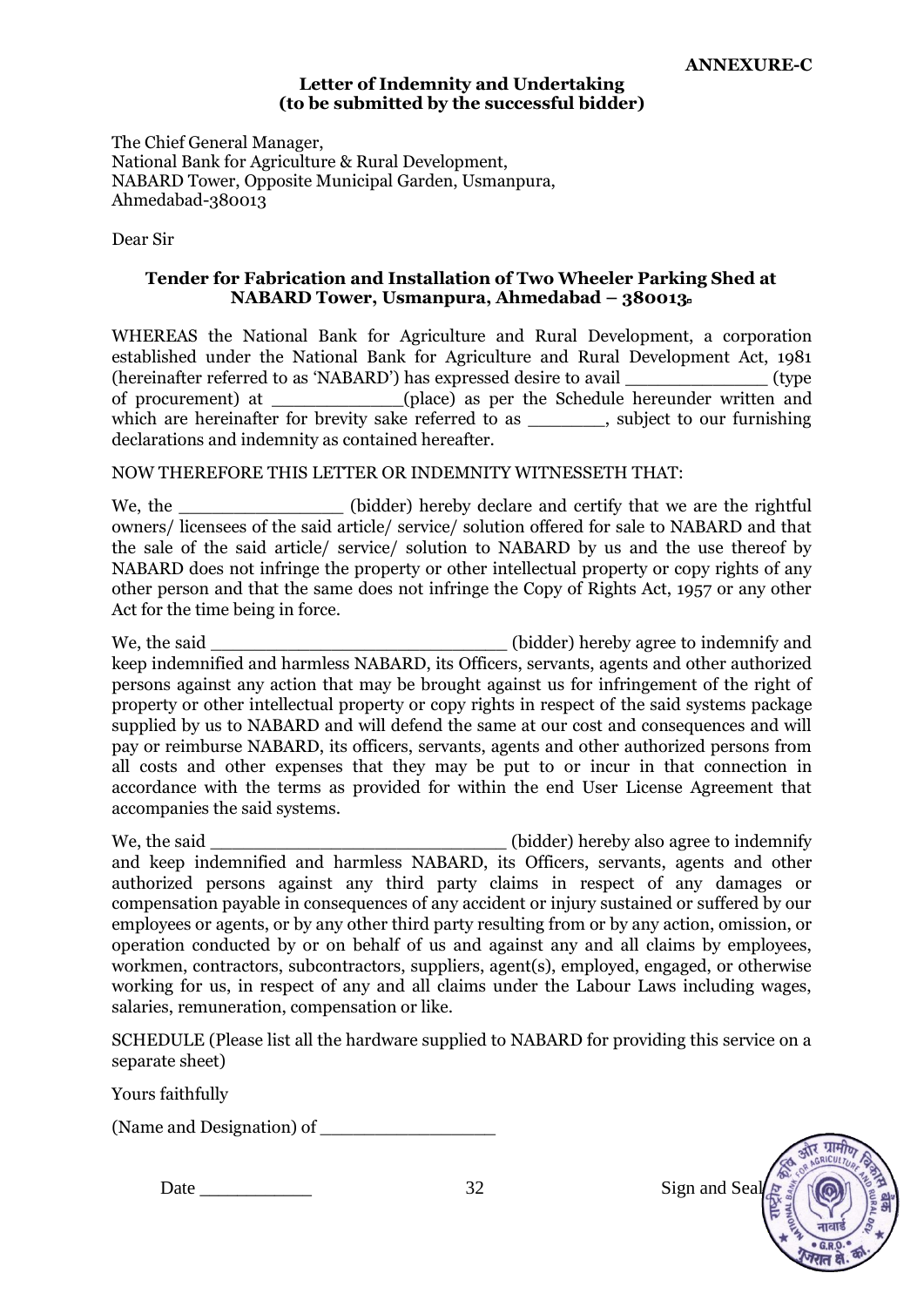**ANNEXURE-C**

**Letter of Indemnity and Undertaking**
**(to be submitted by the successful bidder)**

The Chief General Manager,
National Bank for Agriculture & Rural Development,
NABARD Tower, Opposite Municipal Garden, Usmanpura,
Ahmedabad-380013

Dear Sir

**Tender for Fabrication and Installation of Two Wheeler Parking Shed at NABARD Tower, Usmanpura, Ahmedabad – 380013.**

WHEREAS the National Bank for Agriculture and Rural Development, a corporation established under the National Bank for Agriculture and Rural Development Act, 1981 (hereinafter referred to as 'NABARD') has expressed desire to avail _____________ (type of procurement) at ____________(place) as per the Schedule hereunder written and which are hereinafter for brevity sake referred to as _______, subject to our furnishing declarations and indemnity as contained hereafter.

NOW THEREFORE THIS LETTER OR INDEMNITY WITNESSETH THAT:

We, the _______________ (bidder) hereby declare and certify that we are the rightful owners/ licensees of the said article/ service/ solution offered for sale to NABARD and that the sale of the said article/ service/ solution to NABARD by us and the use thereof by NABARD does not infringe the property or other intellectual property or copy rights of any other person and that the same does not infringe the Copy of Rights Act, 1957 or any other Act for the time being in force.

We, the said ____________________________ (bidder) hereby agree to indemnify and keep indemnified and harmless NABARD, its Officers, servants, agents and other authorized persons against any action that may be brought against us for infringement of the right of property or other intellectual property or copy rights in respect of the said systems package supplied by us to NABARD and will defend the same at our cost and consequences and will pay or reimburse NABARD, its officers, servants, agents and other authorized persons from all costs and other expenses that they may be put to or incur in that connection in accordance with the terms as provided for within the end User License Agreement that accompanies the said systems.

We, the said ____________________________ (bidder) hereby also agree to indemnify and keep indemnified and harmless NABARD, its Officers, servants, agents and other authorized persons against any third party claims in respect of any damages or compensation payable in consequences of any accident or injury sustained or suffered by our employees or agents, or by any other third party resulting from or by any action, omission, or operation conducted by or on behalf of us and against any and all claims by employees, workmen, contractors, subcontractors, suppliers, agent(s), employed, engaged, or otherwise working for us, in respect of any and all claims under the Labour Laws including wages, salaries, remuneration, compensation or like.

SCHEDULE (Please list all the hardware supplied to NABARD for providing this service on a separate sheet)

Yours faithfully

(Name and Designation) of _________________

Date ___________ Sign and Seal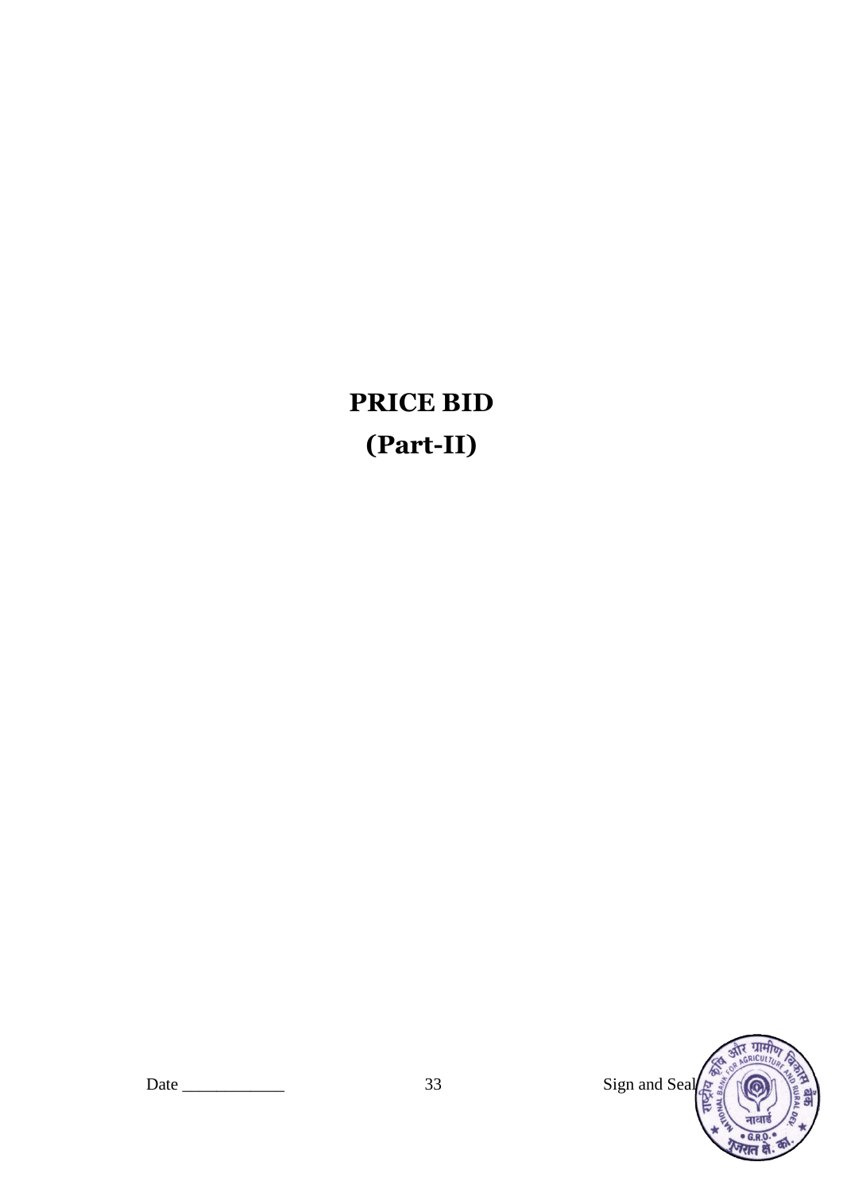# PRICE BID

# (Part-II)

Date ____________ Sign and Seal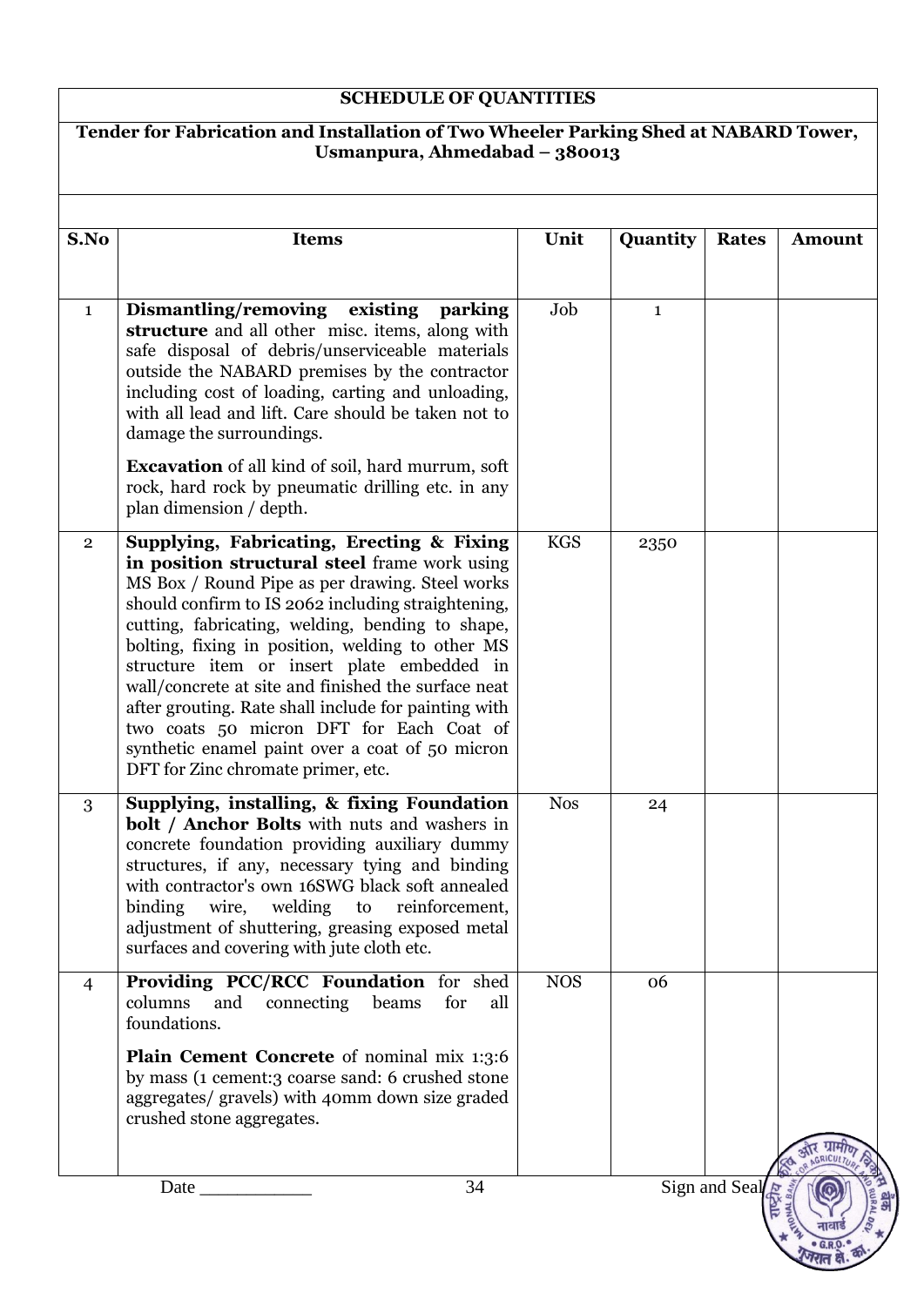**SCHEDULE OF QUANTITIES**

**Tender for Fabrication and Installation of Two Wheeler Parking Shed at NABARD Tower, Usmanpura, Ahmedabad – 380013**

| S.No | Items | Unit | Quantity | Rates | Amount |
|---|---|---|---|---|---|
| 1 | **Dismantling/removing existing parking structure** and all other misc. items, along with safe disposal of debris/unserviceable materials outside the NABARD premises by the contractor including cost of loading, carting and unloading, with all lead and lift. Care should be taken not to damage the surroundings.<br><br>**Excavation** of all kind of soil, hard murrum, soft rock, hard rock by pneumatic drilling etc. in any plan dimension / depth. | Job | 1 | | |
| 2 | **Supplying, Fabricating, Erecting & Fixing in position structural steel** frame work using MS Box / Round Pipe as per drawing. Steel works should confirm to IS 2062 including straightening, cutting, fabricating, welding, bending to shape, bolting, fixing in position, welding to other MS structure item or insert plate embedded in wall/concrete at site and finished the surface neat after grouting. Rate shall include for painting with two coats 50 micron DFT for Each Coat of synthetic enamel paint over a coat of 50 micron DFT for Zinc chromate primer, etc. | KGS | 2350 | | |
| 3 | **Supplying, installing, & fixing Foundation bolt / Anchor Bolts** with nuts and washers in concrete foundation providing auxiliary dummy structures, if any, necessary tying and binding with contractor's own 16SWG black soft annealed binding wire, welding to reinforcement, adjustment of shuttering, greasing exposed metal surfaces and covering with jute cloth etc. | Nos | 24 | | |
| 4 | **Providing PCC/RCC Foundation** for shed columns and connecting beams for all foundations.<br><br>**Plain Cement Concrete** of nominal mix 1:3:6 by mass (1 cement:3 coarse sand: 6 crushed stone aggregates/ gravels) with 40mm down size graded crushed stone aggregates. | NOS | 06 | | |

Date ___________ Sign and Seal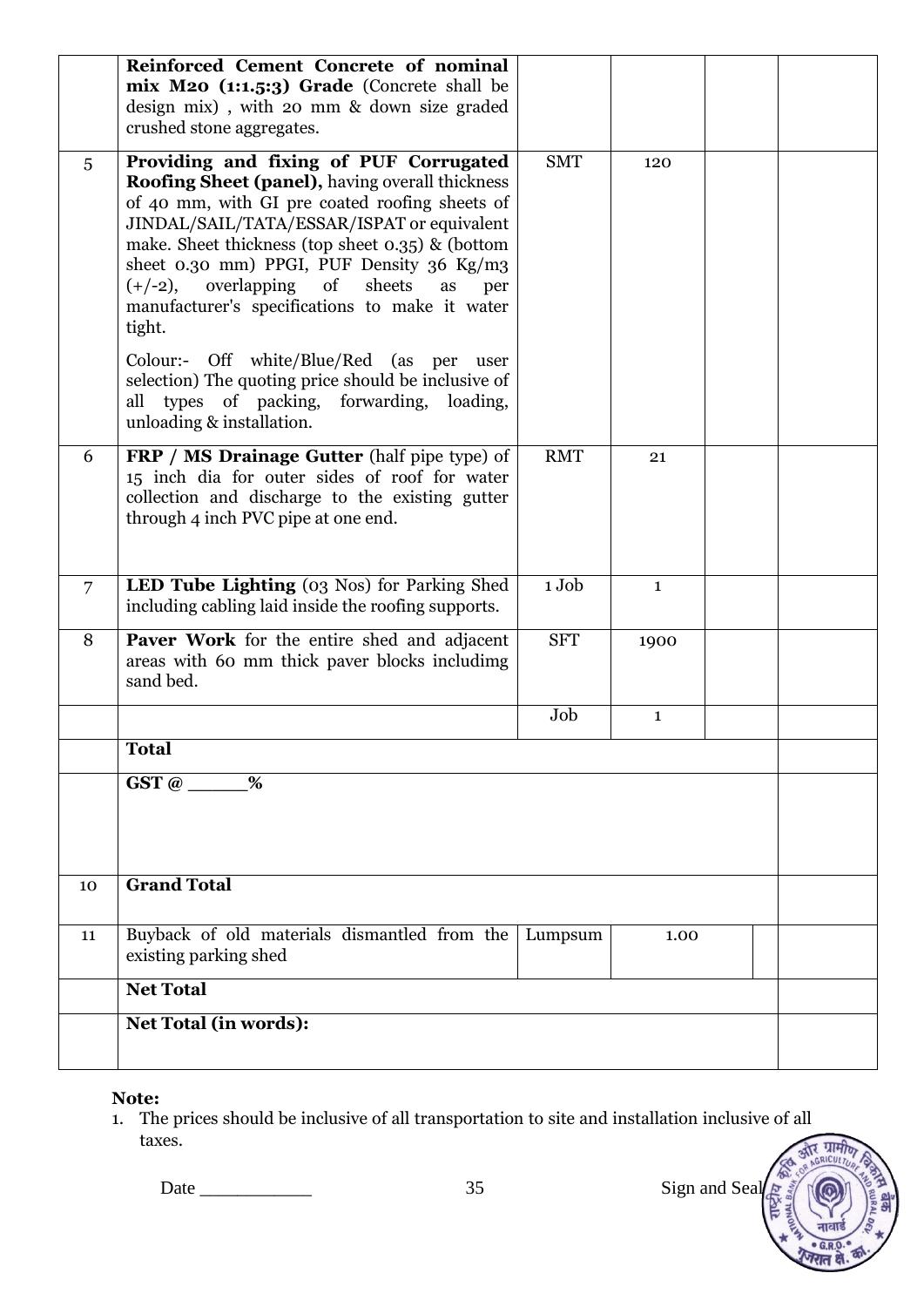| | | | | | |
|---|---|---|---|---|---|
| | **Reinforced Cement Concrete of nominal mix M20 (1:1.5:3) Grade** (Concrete shall be design mix) , with 20 mm & down size graded crushed stone aggregates. | | | | |
| 5 | **Providing and fixing of PUF Corrugated Roofing Sheet (panel),** having overall thickness of 40 mm, with GI pre coated roofing sheets of JINDAL/SAIL/TATA/ESSAR/ISPAT or equivalent make. Sheet thickness (top sheet 0.35) & (bottom sheet 0.30 mm) PPGI, PUF Density 36 Kg/m3 (+/-2), overlapping of sheets as per manufacturer's specifications to make it water tight. Colour:- Off white/Blue/Red (as per user selection) The quoting price should be inclusive of all types of packing, forwarding, loading, unloading & installation. | SMT | 120 | | |
| 6 | **FRP / MS Drainage Gutter** (half pipe type) of 15 inch dia for outer sides of roof for water collection and discharge to the existing gutter through 4 inch PVC pipe at one end. | RMT | 21 | | |
| 7 | **LED Tube Lighting** (03 Nos) for Parking Shed including cabling laid inside the roofing supports. | 1 Job | 1 | | |
| 8 | **Paver Work** for the entire shed and adjacent areas with 60 mm thick paver blocks includimg sand bed. | SFT | 1900 | | |
| | | Job | 1 | | |
| | **Total** | | | | |
| | **GST @ _____%** | | | | |
| 10 | **Grand Total** | | | | |
| 11 | Buyback of old materials dismantled from the existing parking shed | Lumpsum | 1.00 | | |
| | **Net Total** | | | | |
| | **Net Total (in words):** | | | | |

**Note:**

1. The prices should be inclusive of all transportation to site and installation inclusive of all taxes.

Date ___________ Sign and Seal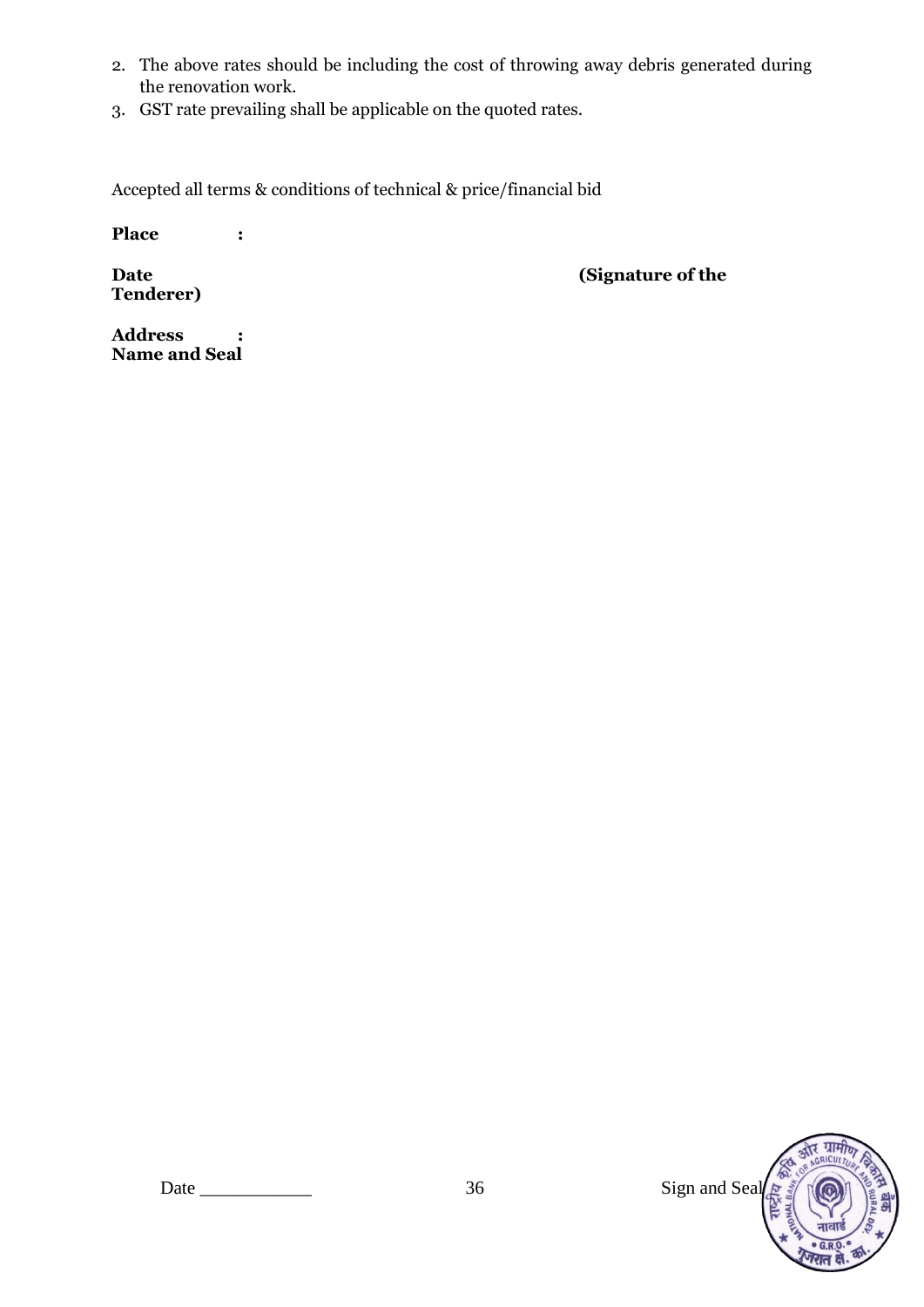2. The above rates should be including the cost of throwing away debris generated during the renovation work.
3. GST rate prevailing shall be applicable on the quoted rates.

Accepted all terms & conditions of technical & price/financial bid

**Place :**

**Date** **(Signature of the Tenderer)**

**Address :**
**Name and Seal**

Date ___________ Sign and Seal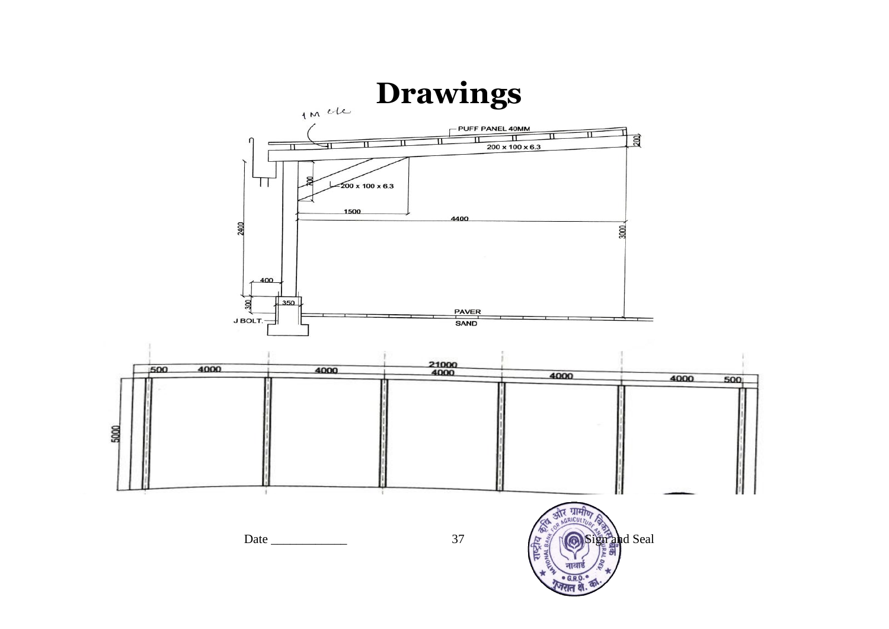# Drawings

1M c/c

PUFF PANEL 40MM

200

200 x 100 x 6.3

700

200 x 100 x 6.3

1500

4400

2400

3000

400

300

350

J BOLT.

PAVER

SAND

21000

500 4000 4000 4000 4000 4000 500

5000

Date ____________

Sign and Seal